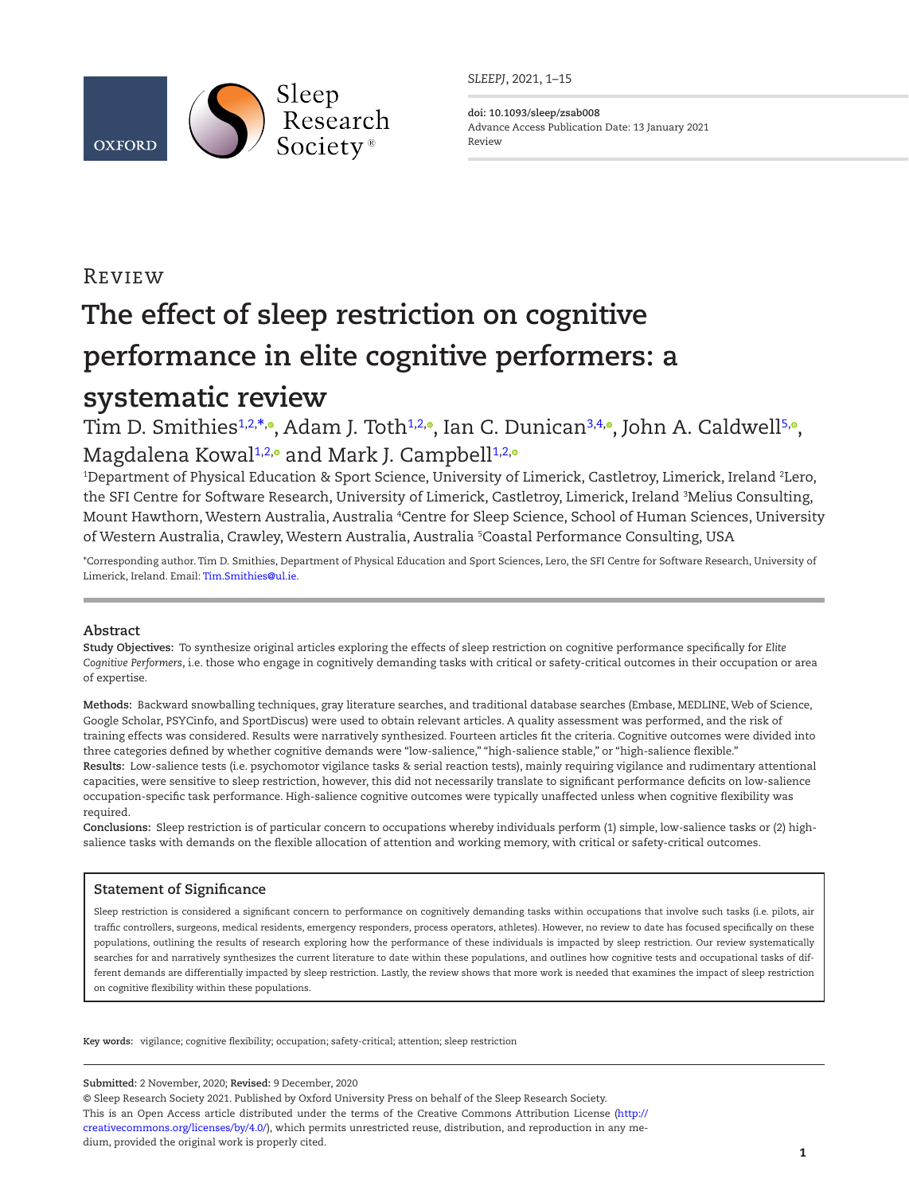SLEEPJ, 2021, 1–15

**doi: 10.1093/sleep/zsab008**
Advance Access Publication Date: 13 January 2021
Review

Review

# The effect of sleep restriction on cognitive performance in elite cognitive performers: a systematic review

Tim D. Smithies[1,2,*], Adam J. Toth[1,2], Ian C. Dunican[3,4], John A. Caldwell[5], Magdalena Kowal[1,2] and Mark J. Campbell[1,2]

[1]Department of Physical Education & Sport Science, University of Limerick, Castletroy, Limerick, Ireland [2]Lero, the SFI Centre for Software Research, University of Limerick, Castletroy, Limerick, Ireland [3]Melius Consulting, Mount Hawthorn, Western Australia, Australia [4]Centre for Sleep Science, School of Human Sciences, University of Western Australia, Crawley, Western Australia, Australia [5]Coastal Performance Consulting, USA

*Corresponding author. Tim D. Smithies, Department of Physical Education and Sport Sciences, Lero, the SFI Centre for Software Research, University of Limerick, Ireland. Email: Tim.Smithies@ul.ie.

## Abstract

**Study Objectives:** To synthesize original articles exploring the effects of sleep restriction on cognitive performance specifically for *Elite Cognitive Performers*, i.e. those who engage in cognitively demanding tasks with critical or safety-critical outcomes in their occupation or area of expertise.

**Methods:** Backward snowballing techniques, gray literature searches, and traditional database searches (Embase, MEDLINE, Web of Science, Google Scholar, PSYCinfo, and SportDiscus) were used to obtain relevant articles. A quality assessment was performed, and the risk of training effects was considered. Results were narratively synthesized. Fourteen articles fit the criteria. Cognitive outcomes were divided into three categories defined by whether cognitive demands were "low-salience," "high-salience stable," or "high-salience flexible."

**Results:** Low-salience tests (i.e. psychomotor vigilance tasks & serial reaction tests), mainly requiring vigilance and rudimentary attentional capacities, were sensitive to sleep restriction, however, this did not necessarily translate to significant performance deficits on low-salience occupation-specific task performance. High-salience cognitive outcomes were typically unaffected unless when cognitive flexibility was required.

**Conclusions:** Sleep restriction is of particular concern to occupations whereby individuals perform (1) simple, low-salience tasks or (2) high-salience tasks with demands on the flexible allocation of attention and working memory, with critical or safety-critical outcomes.

### Statement of Significance

Sleep restriction is considered a significant concern to performance on cognitively demanding tasks within occupations that involve such tasks (i.e. pilots, air traffic controllers, surgeons, medical residents, emergency responders, process operators, athletes). However, no review to date has focused specifically on these populations, outlining the results of research exploring how the performance of these individuals is impacted by sleep restriction. Our review systematically searches for and narratively synthesizes the current literature to date within these populations, and outlines how cognitive tests and occupational tasks of different demands are differentially impacted by sleep restriction. Lastly, the review shows that more work is needed that examines the impact of sleep restriction on cognitive flexibility within these populations.

**Key words:** vigilance; cognitive flexibility; occupation; safety-critical; attention; sleep restriction

**Submitted:** 2 November, 2020; **Revised:** 9 December, 2020

© Sleep Research Society 2021. Published by Oxford University Press on behalf of the Sleep Research Society.
This is an Open Access article distributed under the terms of the Creative Commons Attribution License (http://creativecommons.org/licenses/by/4.0/), which permits unrestricted reuse, distribution, and reproduction in any medium, provided the original work is properly cited.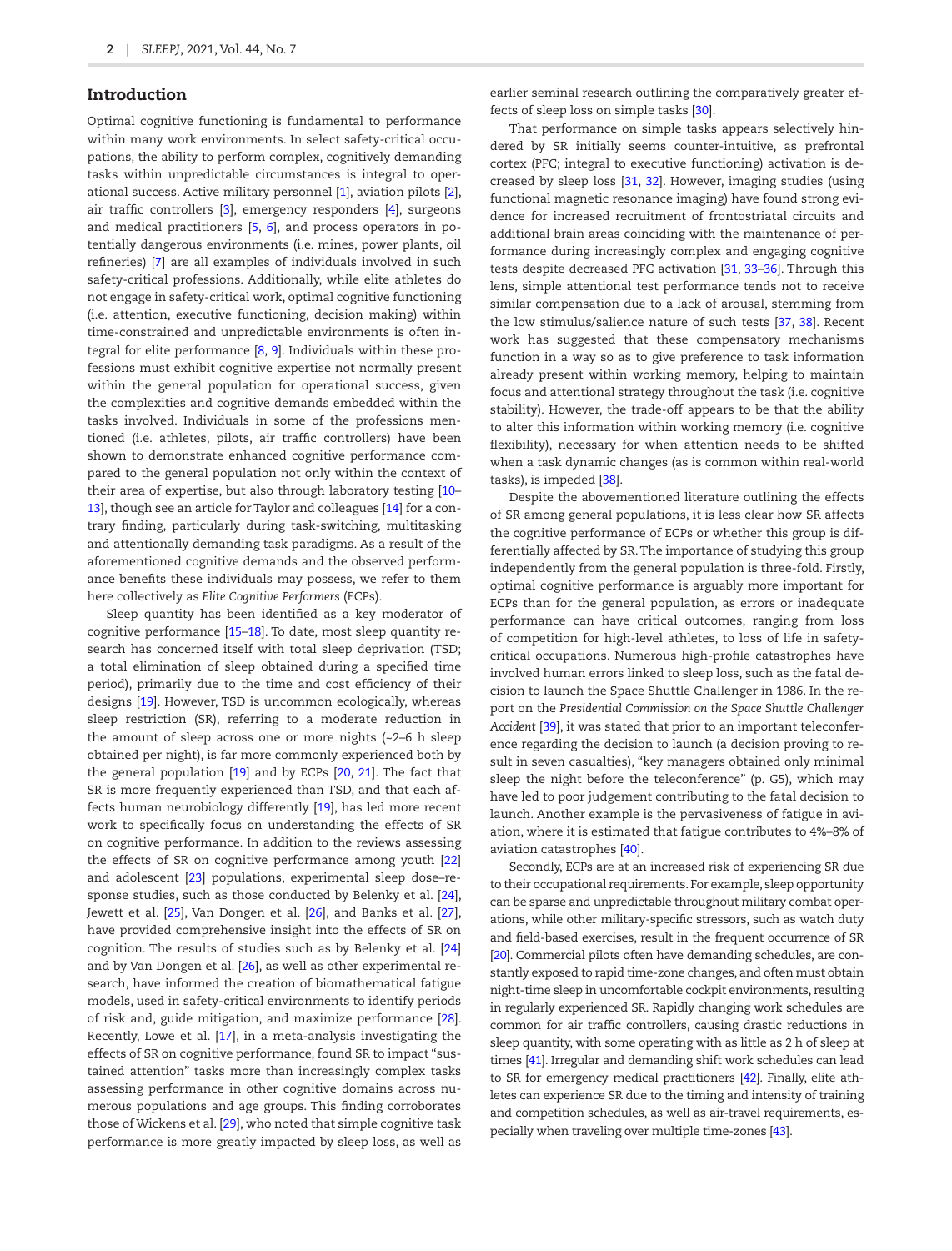## Introduction

Optimal cognitive functioning is fundamental to performance within many work environments. In select safety-critical occupations, the ability to perform complex, cognitively demanding tasks within unpredictable circumstances is integral to operational success. Active military personnel [1], aviation pilots [2], air traffic controllers [3], emergency responders [4], surgeons and medical practitioners [5, 6], and process operators in potentially dangerous environments (i.e. mines, power plants, oil refineries) [7] are all examples of individuals involved in such safety-critical professions. Additionally, while elite athletes do not engage in safety-critical work, optimal cognitive functioning (i.e. attention, executive functioning, decision making) within time-constrained and unpredictable environments is often integral for elite performance [8, 9]. Individuals within these professions must exhibit cognitive expertise not normally present within the general population for operational success, given the complexities and cognitive demands embedded within the tasks involved. Individuals in some of the professions mentioned (i.e. athletes, pilots, air traffic controllers) have been shown to demonstrate enhanced cognitive performance compared to the general population not only within the context of their area of expertise, but also through laboratory testing [10–13], though see an article for Taylor and colleagues [14] for a contrary finding, particularly during task-switching, multitasking and attentionally demanding task paradigms. As a result of the aforementioned cognitive demands and the observed performance benefits these individuals may possess, we refer to them here collectively as *Elite Cognitive Performers* (ECPs).

Sleep quantity has been identified as a key moderator of cognitive performance [15–18]. To date, most sleep quantity research has concerned itself with total sleep deprivation (TSD; a total elimination of sleep obtained during a specified time period), primarily due to the time and cost efficiency of their designs [19]. However, TSD is uncommon ecologically, whereas sleep restriction (SR), referring to a moderate reduction in the amount of sleep across one or more nights (~2–6 h sleep obtained per night), is far more commonly experienced both by the general population [19] and by ECPs [20, 21]. The fact that SR is more frequently experienced than TSD, and that each affects human neurobiology differently [19], has led more recent work to specifically focus on understanding the effects of SR on cognitive performance. In addition to the reviews assessing the effects of SR on cognitive performance among youth [22] and adolescent [23] populations, experimental sleep dose–response studies, such as those conducted by Belenky et al. [24], Jewett et al. [25], Van Dongen et al. [26], and Banks et al. [27], have provided comprehensive insight into the effects of SR on cognition. The results of studies such as by Belenky et al. [24] and by Van Dongen et al. [26], as well as other experimental research, have informed the creation of biomathematical fatigue models, used in safety-critical environments to identify periods of risk and, guide mitigation, and maximize performance [28]. Recently, Lowe et al. [17], in a meta-analysis investigating the effects of SR on cognitive performance, found SR to impact "sustained attention" tasks more than increasingly complex tasks assessing performance in other cognitive domains across numerous populations and age groups. This finding corroborates those of Wickens et al. [29], who noted that simple cognitive task performance is more greatly impacted by sleep loss, as well as earlier seminal research outlining the comparatively greater effects of sleep loss on simple tasks [30].

That performance on simple tasks appears selectively hindered by SR initially seems counter-intuitive, as prefrontal cortex (PFC; integral to executive functioning) activation is decreased by sleep loss [31, 32]. However, imaging studies (using functional magnetic resonance imaging) have found strong evidence for increased recruitment of frontostriatal circuits and additional brain areas coinciding with the maintenance of performance during increasingly complex and engaging cognitive tests despite decreased PFC activation [31, 33–36]. Through this lens, simple attentional test performance tends not to receive similar compensation due to a lack of arousal, stemming from the low stimulus/salience nature of such tests [37, 38]. Recent work has suggested that these compensatory mechanisms function in a way so as to give preference to task information already present within working memory, helping to maintain focus and attentional strategy throughout the task (i.e. cognitive stability). However, the trade-off appears to be that the ability to alter this information within working memory (i.e. cognitive flexibility), necessary for when attention needs to be shifted when a task dynamic changes (as is common within real-world tasks), is impeded [38].

Despite the abovementioned literature outlining the effects of SR among general populations, it is less clear how SR affects the cognitive performance of ECPs or whether this group is differentially affected by SR. The importance of studying this group independently from the general population is three-fold. Firstly, optimal cognitive performance is arguably more important for ECPs than for the general population, as errors or inadequate performance can have critical outcomes, ranging from loss of competition for high-level athletes, to loss of life in safety-critical occupations. Numerous high-profile catastrophes have involved human errors linked to sleep loss, such as the fatal decision to launch the Space Shuttle Challenger in 1986. In the report on the *Presidential Commission on the Space Shuttle Challenger Accident* [39], it was stated that prior to an important teleconference regarding the decision to launch (a decision proving to result in seven casualties), "key managers obtained only minimal sleep the night before the teleconference" (p. G5), which may have led to poor judgement contributing to the fatal decision to launch. Another example is the pervasiveness of fatigue in aviation, where it is estimated that fatigue contributes to 4%–8% of aviation catastrophes [40].

Secondly, ECPs are at an increased risk of experiencing SR due to their occupational requirements. For example, sleep opportunity can be sparse and unpredictable throughout military combat operations, while other military-specific stressors, such as watch duty and field-based exercises, result in the frequent occurrence of SR [20]. Commercial pilots often have demanding schedules, are constantly exposed to rapid time-zone changes, and often must obtain night-time sleep in uncomfortable cockpit environments, resulting in regularly experienced SR. Rapidly changing work schedules are common for air traffic controllers, causing drastic reductions in sleep quantity, with some operating with as little as 2 h of sleep at times [41]. Irregular and demanding shift work schedules can lead to SR for emergency medical practitioners [42]. Finally, elite athletes can experience SR due to the timing and intensity of training and competition schedules, as well as air-travel requirements, especially when traveling over multiple time-zones [43].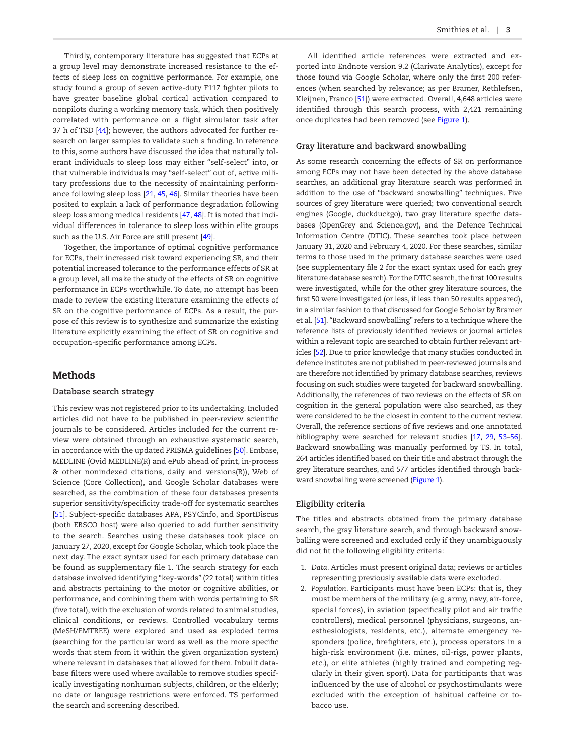Thirdly, contemporary literature has suggested that ECPs at a group level may demonstrate increased resistance to the effects of sleep loss on cognitive performance. For example, one study found a group of seven active-duty F117 fighter pilots to have greater baseline global cortical activation compared to nonpilots during a working memory task, which then positively correlated with performance on a flight simulator task after 37 h of TSD [44]; however, the authors advocated for further research on larger samples to validate such a finding. In reference to this, some authors have discussed the idea that naturally tolerant individuals to sleep loss may either "self-select" into, or that vulnerable individuals may "self-select" out of, active military professions due to the necessity of maintaining performance following sleep loss [21, 45, 46]. Similar theories have been posited to explain a lack of performance degradation following sleep loss among medical residents [47, 48]. It is noted that individual differences in tolerance to sleep loss within elite groups such as the U.S. Air Force are still present [49].

Together, the importance of optimal cognitive performance for ECPs, their increased risk toward experiencing SR, and their potential increased tolerance to the performance effects of SR at a group level, all make the study of the effects of SR on cognitive performance in ECPs worthwhile. To date, no attempt has been made to review the existing literature examining the effects of SR on the cognitive performance of ECPs. As a result, the purpose of this review is to synthesize and summarize the existing literature explicitly examining the effect of SR on cognitive and occupation-specific performance among ECPs.

## Methods

### Database search strategy

This review was not registered prior to its undertaking. Included articles did not have to be published in peer-review scientific journals to be considered. Articles included for the current review were obtained through an exhaustive systematic search, in accordance with the updated PRISMA guidelines [50]. Embase, MEDLINE (Ovid MEDLINE(R) and ePub ahead of print, in-process & other nonindexed citations, daily and versions(R)), Web of Science (Core Collection), and Google Scholar databases were searched, as the combination of these four databases presents superior sensitivity/specificity trade-off for systematic searches [51]. Subject-specific databases APA, PSYCinfo, and SportDiscus (both EBSCO host) were also queried to add further sensitivity to the search. Searches using these databases took place on January 27, 2020, except for Google Scholar, which took place the next day. The exact syntax used for each primary database can be found as supplementary file 1. The search strategy for each database involved identifying "key-words" (22 total) within titles and abstracts pertaining to the motor or cognitive abilities, or performance, and combining them with words pertaining to SR (five total), with the exclusion of words related to animal studies, clinical conditions, or reviews. Controlled vocabulary terms (MeSH/EMTREE) were explored and used as exploded terms (searching for the particular word as well as the more specific words that stem from it within the given organization system) where relevant in databases that allowed for them. Inbuilt database filters were used where available to remove studies specifically investigating nonhuman subjects, children, or the elderly; no date or language restrictions were enforced. TS performed the search and screening described.

All identified article references were extracted and exported into Endnote version 9.2 (Clarivate Analytics), except for those found via Google Scholar, where only the first 200 references (when searched by relevance; as per Bramer, Rethlefsen, Kleijnen, Franco [51]) were extracted. Overall, 4,648 articles were identified through this search process, with 2,421 remaining once duplicates had been removed (see Figure 1).

### Gray literature and backward snowballing

As some research concerning the effects of SR on performance among ECPs may not have been detected by the above database searches, an additional gray literature search was performed in addition to the use of "backward snowballing" techniques. Five sources of grey literature were queried; two conventional search engines (Google, duckduckgo), two gray literature specific databases (OpenGrey and Science.gov), and the Defence Technical Information Centre (DTIC). These searches took place between January 31, 2020 and February 4, 2020. For these searches, similar terms to those used in the primary database searches were used (see supplementary file 2 for the exact syntax used for each grey literature database search). For the DTIC search, the first 100 results were investigated, while for the other grey literature sources, the first 50 were investigated (or less, if less than 50 results appeared), in a similar fashion to that discussed for Google Scholar by Bramer et al. [51]. "Backward snowballing" refers to a technique where the reference lists of previously identified reviews or journal articles within a relevant topic are searched to obtain further relevant articles [52]. Due to prior knowledge that many studies conducted in defence institutes are not published in peer-reviewed journals and are therefore not identified by primary database searches, reviews focusing on such studies were targeted for backward snowballing. Additionally, the references of two reviews on the effects of SR on cognition in the general population were also searched, as they were considered to be the closest in content to the current review. Overall, the reference sections of five reviews and one annotated bibliography were searched for relevant studies [17, 29, 53–56]. Backward snowballing was manually performed by TS. In total, 264 articles identified based on their title and abstract through the grey literature searches, and 577 articles identified through backward snowballing were screened (Figure 1).

### Eligibility criteria

The titles and abstracts obtained from the primary database search, the gray literature search, and through backward snowballing were screened and excluded only if they unambiguously did not fit the following eligibility criteria:

1. *Data*. Articles must present original data; reviews or articles representing previously available data were excluded.
2. *Population*. Participants must have been ECPs: that is, they must be members of the military (e.g. army, navy, air-force, special forces), in aviation (specifically pilot and air traffic controllers), medical personnel (physicians, surgeons, anesthesiologists, residents, etc.), alternate emergency responders (police, firefighters, etc.), process operators in a high-risk environment (i.e. mines, oil-rigs, power plants, etc.), or elite athletes (highly trained and competing regularly in their given sport). Data for participants that was influenced by the use of alcohol or psychostimulants were excluded with the exception of habitual caffeine or tobacco use.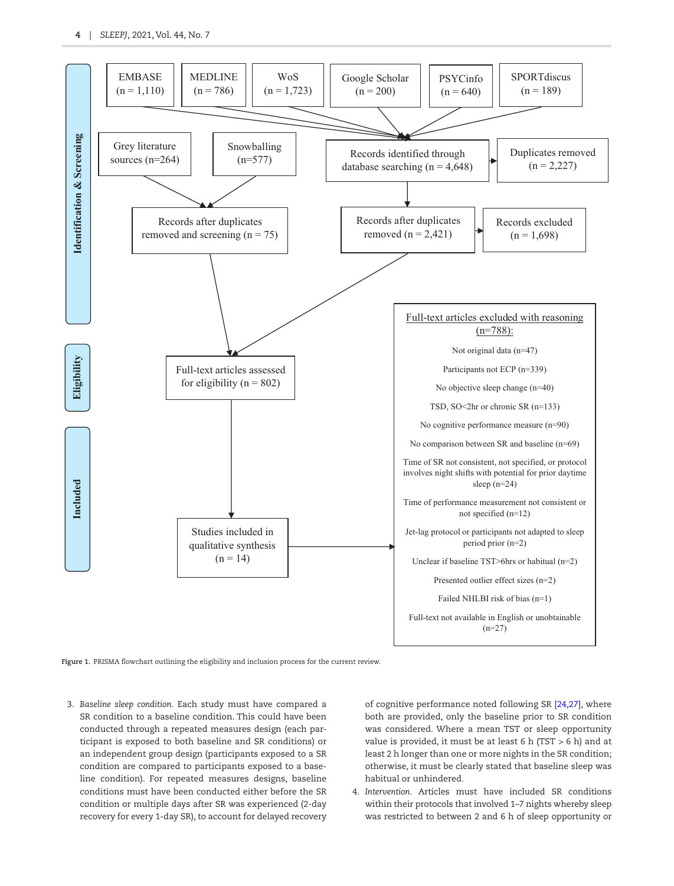**Identification & Screening**

EMBASE (n = 1,110)

MEDLINE (n = 786)

WoS (n = 1,723)

Google Scholar (n = 200)

PSYCinfo (n = 640)

SPORTdiscus (n = 189)

Grey literature sources (n=264)

Snowballing (n=577)

Records identified through database searching (n = 4,648)

Duplicates removed (n = 2,227)

Records after duplicates removed and screening (n = 75)

Records after duplicates removed (n = 2,421)

Records excluded (n = 1,698)

**Eligibility**

Full-text articles assessed for eligibility (n = 802)

Full-text articles excluded with reasoning (n=788):

- Not original data (n=47)
- Participants not ECP (n=339)
- No objective sleep change (n=40)
- TSD, SO<2hr or chronic SR (n=133)
- No cognitive performance measure (n=90)
- No comparison between SR and baseline (n=69)
- Time of SR not consistent, not specified, or protocol involves night shifts with potential for prior daytime sleep (n=24)
- Time of performance measurement not consistent or not specified (n=12)
- Jet-lag protocol or participants not adapted to sleep period prior (n=2)
- Unclear if baseline TST>6hrs or habitual (n=2)
- Presented outlier effect sizes (n=2)
- Failed NHLBI risk of bias (n=1)
- Full-text not available in English or unobtainable (n=27)

**Included**

Studies included in qualitative synthesis (n = 14)

Figure 1. PRISMA flowchart outlining the eligibility and inclusion process for the current review.

3. *Baseline sleep condition.* Each study must have compared a SR condition to a baseline condition. This could have been conducted through a repeated measures design (each participant is exposed to both baseline and SR conditions) or an independent group design (participants exposed to a SR condition are compared to participants exposed to a baseline condition). For repeated measures designs, baseline conditions must have been conducted either before the SR condition or multiple days after SR was experienced (2-day recovery for every 1-day SR), to account for delayed recovery of cognitive performance noted following SR [24,27], where both are provided, only the baseline prior to SR condition was considered. Where a mean TST or sleep opportunity value is provided, it must be at least 6 h (TST > 6 h) and at least 2 h longer than one or more nights in the SR condition; otherwise, it must be clearly stated that baseline sleep was habitual or unhindered.
4. *Intervention.* Articles must have included SR conditions within their protocols that involved 1–7 nights whereby sleep was restricted to between 2 and 6 h of sleep opportunity or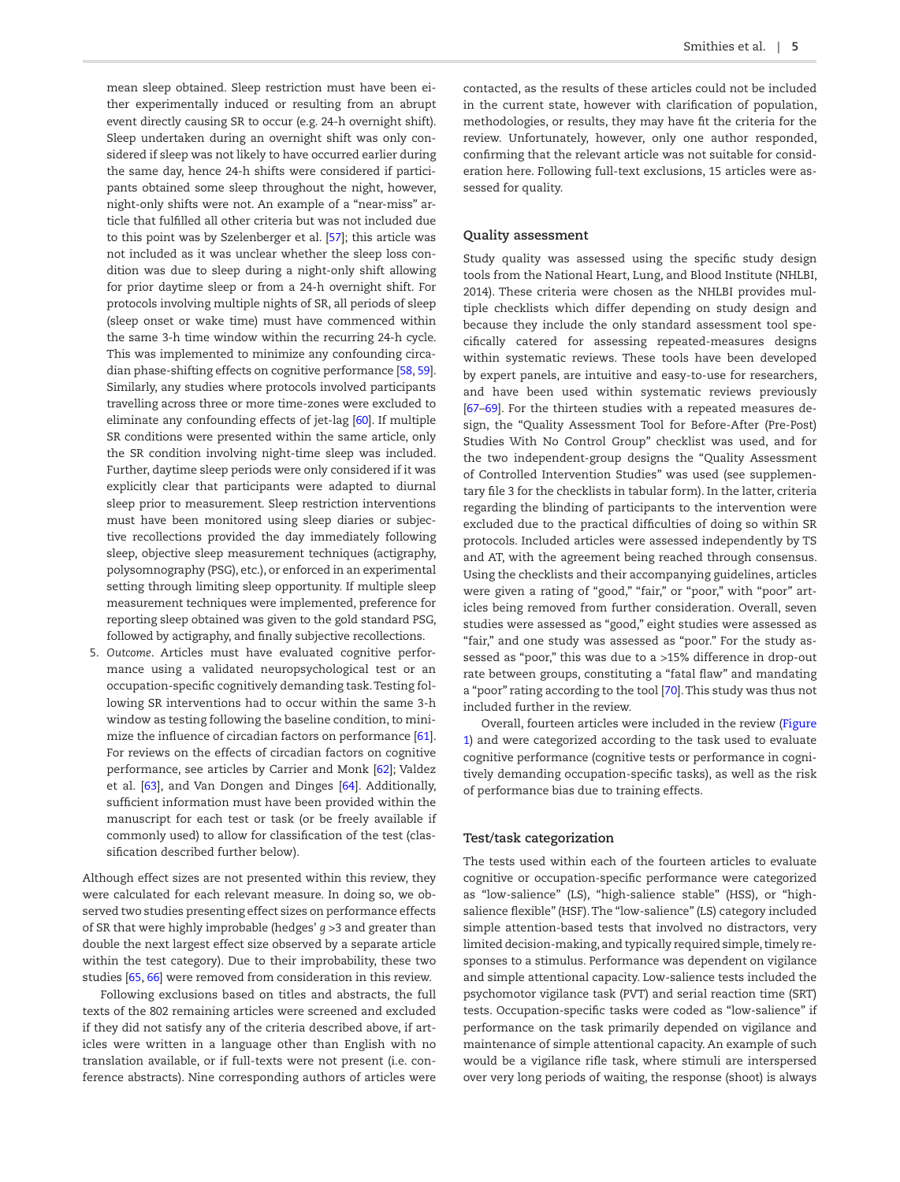mean sleep obtained. Sleep restriction must have been either experimentally induced or resulting from an abrupt event directly causing SR to occur (e.g. 24-h overnight shift). Sleep undertaken during an overnight shift was only considered if sleep was not likely to have occurred earlier during the same day, hence 24-h shifts were considered if participants obtained some sleep throughout the night, however, night-only shifts were not. An example of a "near-miss" article that fulfilled all other criteria but was not included due to this point was by Szelenberger et al. [57]; this article was not included as it was unclear whether the sleep loss condition was due to sleep during a night-only shift allowing for prior daytime sleep or from a 24-h overnight shift. For protocols involving multiple nights of SR, all periods of sleep (sleep onset or wake time) must have commenced within the same 3-h time window within the recurring 24-h cycle. This was implemented to minimize any confounding circadian phase-shifting effects on cognitive performance [58, 59]. Similarly, any studies where protocols involved participants travelling across three or more time-zones were excluded to eliminate any confounding effects of jet-lag [60]. If multiple SR conditions were presented within the same article, only the SR condition involving night-time sleep was included. Further, daytime sleep periods were only considered if it was explicitly clear that participants were adapted to diurnal sleep prior to measurement. Sleep restriction interventions must have been monitored using sleep diaries or subjective recollections provided the day immediately following sleep, objective sleep measurement techniques (actigraphy, polysomnography (PSG), etc.), or enforced in an experimental setting through limiting sleep opportunity. If multiple sleep measurement techniques were implemented, preference for reporting sleep obtained was given to the gold standard PSG, followed by actigraphy, and finally subjective recollections.

5. *Outcome*. Articles must have evaluated cognitive performance using a validated neuropsychological test or an occupation-specific cognitively demanding task. Testing following SR interventions had to occur within the same 3-h window as testing following the baseline condition, to minimize the influence of circadian factors on performance [61]. For reviews on the effects of circadian factors on cognitive performance, see articles by Carrier and Monk [62]; Valdez et al. [63], and Van Dongen and Dinges [64]. Additionally, sufficient information must have been provided within the manuscript for each test or task (or be freely available if commonly used) to allow for classification of the test (classification described further below).

Although effect sizes are not presented within this review, they were calculated for each relevant measure. In doing so, we observed two studies presenting effect sizes on performance effects of SR that were highly improbable (hedges' $g$ >3 and greater than double the next largest effect size observed by a separate article within the test category). Due to their improbability, these two studies [65, 66] were removed from consideration in this review.

Following exclusions based on titles and abstracts, the full texts of the 802 remaining articles were screened and excluded if they did not satisfy any of the criteria described above, if articles were written in a language other than English with no translation available, or if full-texts were not present (i.e. conference abstracts). Nine corresponding authors of articles were contacted, as the results of these articles could not be included in the current state, however with clarification of population, methodologies, or results, they may have fit the criteria for the review. Unfortunately, however, only one author responded, confirming that the relevant article was not suitable for consideration here. Following full-text exclusions, 15 articles were assessed for quality.

## Quality assessment

Study quality was assessed using the specific study design tools from the National Heart, Lung, and Blood Institute (NHLBI, 2014). These criteria were chosen as the NHLBI provides multiple checklists which differ depending on study design and because they include the only standard assessment tool specifically catered for assessing repeated-measures designs within systematic reviews. These tools have been developed by expert panels, are intuitive and easy-to-use for researchers, and have been used within systematic reviews previously [67–69]. For the thirteen studies with a repeated measures design, the "Quality Assessment Tool for Before-After (Pre-Post) Studies With No Control Group" checklist was used, and for the two independent-group designs the "Quality Assessment of Controlled Intervention Studies" was used (see supplementary file 3 for the checklists in tabular form). In the latter, criteria regarding the blinding of participants to the intervention were excluded due to the practical difficulties of doing so within SR protocols. Included articles were assessed independently by TS and AT, with the agreement being reached through consensus. Using the checklists and their accompanying guidelines, articles were given a rating of "good," "fair," or "poor," with "poor" articles being removed from further consideration. Overall, seven studies were assessed as "good," eight studies were assessed as "fair," and one study was assessed as "poor." For the study assessed as "poor," this was due to a >15% difference in drop-out rate between groups, constituting a "fatal flaw" and mandating a "poor" rating according to the tool [70]. This study was thus not included further in the review.

Overall, fourteen articles were included in the review (Figure 1) and were categorized according to the task used to evaluate cognitive performance (cognitive tests or performance in cognitively demanding occupation-specific tasks), as well as the risk of performance bias due to training effects.

## Test/task categorization

The tests used within each of the fourteen articles to evaluate cognitive or occupation-specific performance were categorized as "low-salience" (LS), "high-salience stable" (HSS), or "high-salience flexible" (HSF). The "low-salience" (LS) category included simple attention-based tests that involved no distractors, very limited decision-making, and typically required simple, timely responses to a stimulus. Performance was dependent on vigilance and simple attentional capacity. Low-salience tests included the psychomotor vigilance task (PVT) and serial reaction time (SRT) tests. Occupation-specific tasks were coded as "low-salience" if performance on the task primarily depended on vigilance and maintenance of simple attentional capacity. An example of such would be a vigilance rifle task, where stimuli are interspersed over very long periods of waiting, the response (shoot) is always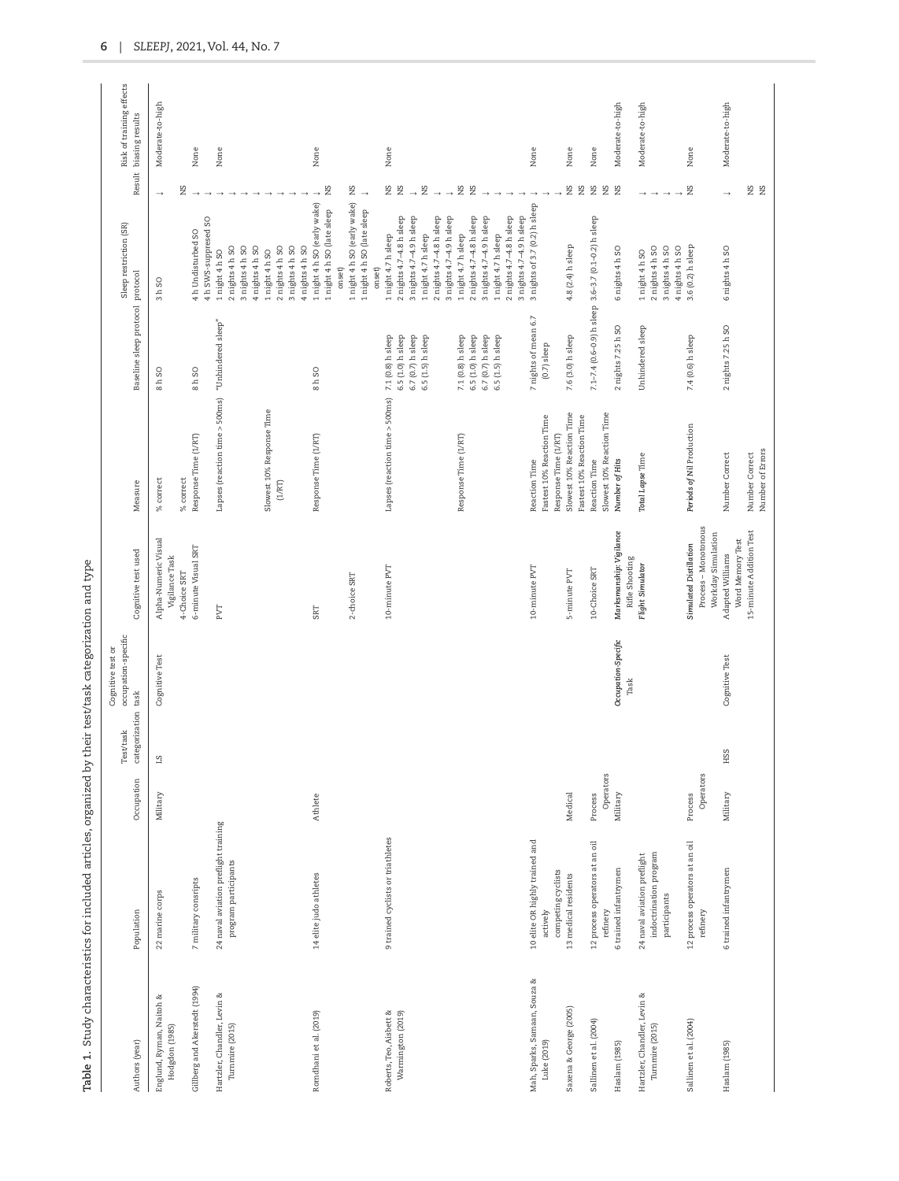**Table 1.** Study characteristics for included articles, organized by their test/task categorization and type

| Authors (year) | Population | Occupation | Test/task categorization | Cognitive test or occupation-specific task | Cognitive test used | Measure | Baseline sleep protocol | Sleep restriction (SR) protocol | Result | Risk of training effects biasing results |
|---|---|---|---|---|---|---|---|---|---|---|
| Englund, Ryman, Naitoh & Hodgdon (1985) | 22 marine corps | Military | LS | Cognitive Test | Alpha-Numeric Visual Vigilance Task | % correct | 8 h SO | 3 h SO | ↓ | Moderate-to-high |
| | | | | | 4-Choice SRT | % correct | | | NS | |
| Gillberg and Akerstedt (1994) | 7 military conscripts | | | | 6-minute Visual SRT | Response Time (1/RT) | 8 h SO | 4 h Undisturbed SO | ↓ | None |
| | | | | | | | | 4 h SWS-suppressed SO | ↓ | |
| Hartzler, Chandler, Levin & Tummire (2015) | 24 naval aviation preflight training program participants | | | | PVT | Lapses (reaction time > 500ms) | "Unhindered sleep" | 1 night 4 h SO<br>2 nights 4 h SO<br>3 nights 4 h SO<br>4 nights 4 h SO | ↓<br>↓<br>↓<br>↓ | None |
| | | | | | | Slowest 10% Response Time (1/RT) | | 1 night 4 h SO<br>2 nights 4 h SO<br>3 nights 4 h SO<br>4 nights 4 h SO | ↓<br>↓<br>↓<br>↓ | |
| Romdhani et al. (2019) | 14 elite judo athletes | Athlete | | | SRT | Response Time (1/RT) | 8 h SO | 1 night 4 h SO (early wake)<br>1 night 4 h SO (late sleep onset) | ↓<br>NS | None |
| | | | | | 2-choice SRT | | | 1 night 4 h SO (early wake)<br>1 night 4 h SO (late sleep onset) | NS<br>↓ | |
| Roberts, Teo, Aisbett & Warmington (2019) | 9 trained cyclists or triathletes | | | | 10-minute PVT | Lapses (reaction time > 500ms) | 7.1 (0.8) h sleep<br>6.5 (1.0) h sleep<br>6.7 (0.7) h sleep<br>6.5 (1.5) h sleep | 1 night 4.7 h sleep<br>2 nights 4.7–4.8 h sleep<br>3 nights 4.7–4.9 h sleep<br>1 night 4.7 h sleep<br>2 nights 4.7–4.8 h sleep<br>3 nights 4.7–4.9 h sleep | NS<br>NS<br>↓<br>NS<br>↓<br>↓ | None |
| | | | | | | Response Time (1/RT) | 7.1 (0.8) h sleep<br>6.5 (1.0) h sleep<br>6.7 (0.7) h sleep<br>6.5 (1.5) h sleep | 1 night 4.7 h sleep<br>2 nights 4.7–4.8 h sleep<br>3 nights 4.7–4.9 h sleep<br>1 night 4.7 h sleep<br>2 nights 4.7–4.8 h sleep<br>3 nights 4.7–4.9 h sleep | NS<br>NS<br>↓<br>↓<br>↓<br>↓ | |
| Mah, Sparks, Samaan, Souza & Luke (2019) | 10 elite OR highly trained and actively competing cyclists | | | | 10-minute PVT | Reaction Time<br>Fastest 10% Reaction Time<br>Response Time (1/RT) | 7 nights of mean 6.7 (0.7) sleep | 3 nights of 3.7 (0.2) h sleep | ↓<br>↓<br>↓ | None |
| Saxena & George (2005) | 13 medical residents | Medical | | | 5-minute PVT | Slowest 10% Reaction Time<br>Fastest 10% Reaction Time | 7.6 (3.0) h sleep | 4.8 (2.4) h sleep | NS<br>NS | None |
| Sallinen et al. (2004) | 12 process operators at an oil refinery | Process Operators | | | 10-Choice SRT | Reaction Time<br>Slowest 10% Reaction Time | 7.1–7.4 (0.6–0.9) h sleep | 3.6–3.7 (0.1–0.2) h sleep | NS<br>NS | None |
| Haslam (1985) | 6 trained infantrymen | Military | | *Occupation-Specific Task* | *Marksmanship: Vigilance Rifle Shooting* | *Number of Hits* | 2 nights 7.25 h SO | 6 nights 4 h SO | NS | Moderate-to-high |
| Hartzler, Chandler, Levin & Tummire (2015) | 24 naval aviation preflight indoctrination program participants | | | | *Flight Simulator* | *Total Lapse Time* | Unhindered sleep | 1 night 4 h SO<br>2 nights 4 h SO<br>3 nights 4 h SO<br>4 nights 4 h SO | ↓<br>↓<br>↓<br>↓ | Moderate-to-high |
| Sallinen et al. (2004) | 12 process operators at an oil refinery | Process Operators | | | *Simulated Distillation Process – Monotonous Workday Simulation* | *Periods of Nil Production* | 7.4 (0.6) h sleep | 3.6 (0.2) h sleep | NS | None |
| Haslam (1985) | 6 trained infantrymen | Military | HSS | Cognitive Test | Adapted Williams Word Memory Test | Number Correct | 2 nights 7.25 h SO | 6 nights 4 h SO | ↓ | Moderate-to-high |
| | | | | | 15-minute Addition Test | Number Correct<br>Number of Errors | | | NS<br>NS | |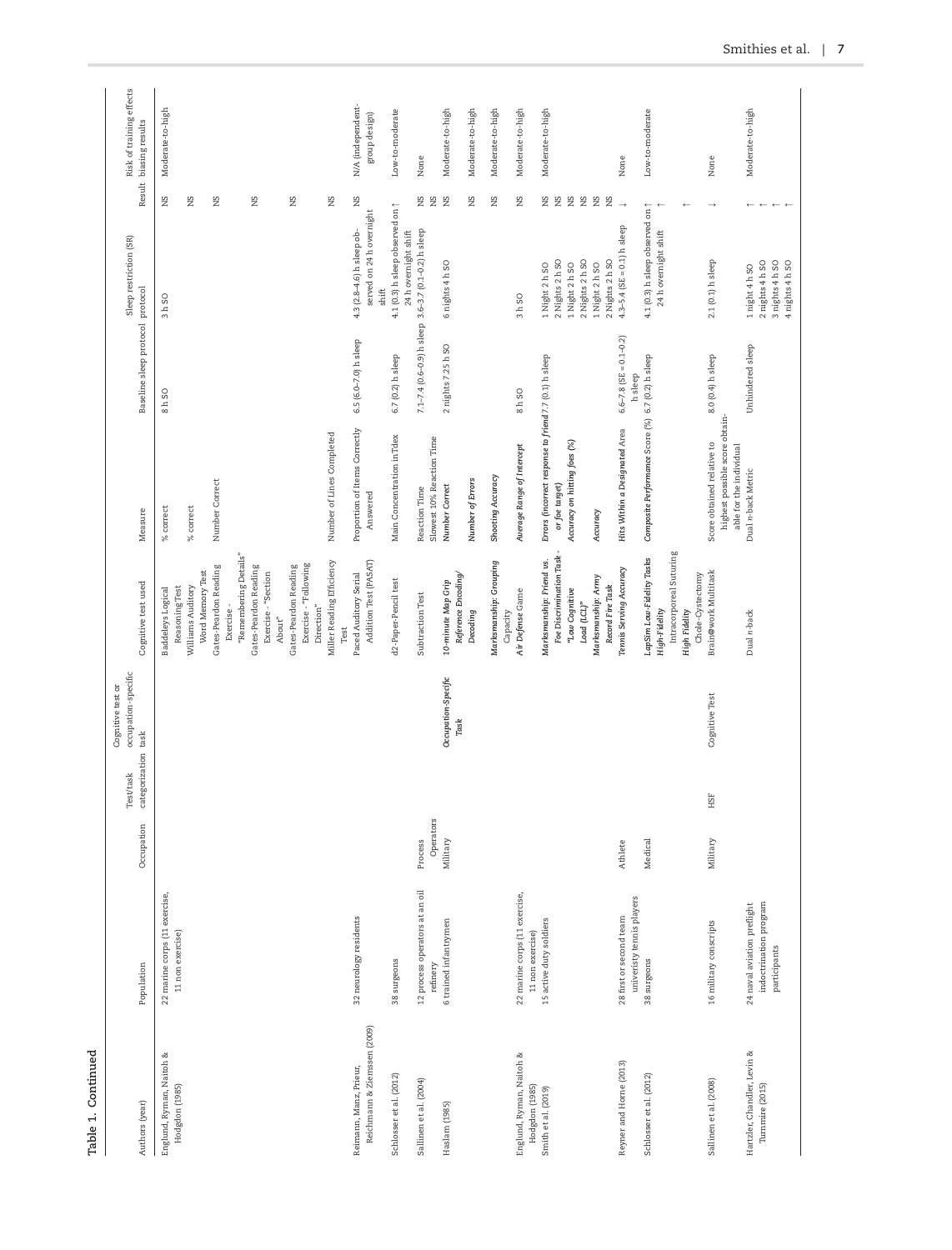**Table 1. Continued**

| Authors (year) | Population | Occupation | Test/task categorization | Cognitive test or occupation-specific task | Cognitive test used | Measure | Baseline sleep protocol | Sleep restriction (SR) protocol | Result | Risk of training effects biasing results |
|---|---|---|---|---|---|---|---|---|---|---|
| Englund, Ryman, Naitoh & Hodgdon (1985) | 22 marine corps (11 exercise, 11 non exercise) | | | | Baddeleys Logical Reasoning Test | % correct | 8 h SO | 3 h SO | NS | Moderate-to-high |
| | | | | | Williams Auditory Word Memory Test | % correct | | | NS | |
| | | | | | Gates-Peardon Reading Exercise - "Remembering Details" | Number Correct | | | NS | |
| | | | | | Gates-Peardon Reading Exercise - "Section About" | | | | NS | |
| | | | | | Gates-Peardon Reading Exercise - "Following Direction" | | | | NS | |
| | | | | | Miller Reading Efficiency Test | Number of Lines Completed | | | NS | |
| Reimann, Manz, Prieur, Reichmann & Ziemssen (2009) | 32 neurology residents | | | | Paced Auditory Serial Addition Test (PASAT) | Proportion of Items Correctly Answered | 6.5 (6.0–7.0) h sleep | 4.3 (2.8–4.6) h sleep observed on 24 h overnight shift | NS | N/A (independent-group design) |
| Schlosser et al. (2012) | 38 surgeons | | | | d2-Paper-Pencil test | Main Concentration in Tdex | 6.7 (0.2) h sleep | 4.1 (0.3) h sleep observed on 24 h overnight shift | ↑ | Low-to-moderate |
| Sallinen et al. (2004) | 12 process operators at an oil refinery | Process Operators | | | Subtraction Test | Reaction Time | 7.1–7.4 (0.6–0.9) h sleep | 3.6–3.7 (0.1–0.2) h sleep | NS | None |
| | | | | | | Slowest 10% Reaction Time | | | NS | |
| Haslam (1985) | 6 trained infantrymen | Military | | *Occupation-Specific Task* | *10-minute Map Grip Reference Encoding/ Decoding* | *Number Correct* | 2 nights 7.25 h SO | 6 nights 4 h SO | NS | Moderate-to-high |
| | | | | | | *Number of Errors* | | | NS | Moderate-to-high |
| | | | | | *Marksmanship: Grouping Capacity* | *Shooting Accuracy* | | | NS | Moderate-to-high |
| Englund, Ryman, Naitoh & Hodgdon (1985) | 22 marine corps (11 exercise, 11 non exercise) | | | | *Air Defense Game* | *Average Range of Intercept* | 8 h SO | 3 h SO | NS | Moderate-to-high |
| Smith et al. (2019) | 15 active duty soldiers | | | | *Marksmanship: Friend vs. Foe Discrimination Task - "Low Cognitive Load (LCL)"* | *Errors (incorrect response to friend or foe target)* | 7.7 (0.1) h sleep | 1 Night 2 h SO | NS | Moderate-to-high |
| | | | | | | | | 2 Nights 2 h SO | NS | |
| | | | | | | *Accuracy on hitting foes (%)* | | 1 Night 2 h SO | NS | |
| | | | | | | | | 2 Nights 2 h SO | NS | |
| | | | | | *Marksmanship: Army Record Fire Task* | *Accuracy* | | 1 Night 2 h SO | NS | |
| | | | | | | | | 2 Nights 2 h SO | NS | |
| Reyner and Horne (2013) | 28 first or second team university tennis players | Athlete | | | *Tennis Serving Accuracy* | *Hits Within a Designated Area* | 6.6–7.8 (SE = 0.1–0.2) h sleep | 4.3–5.4 (SE = 0.1) h sleep | ↓ | None |
| Schlosser et al. (2012) | 38 surgeons | Medical | | | *LapSim Low-Fidelity Tasks* | *Composite Performance Score (%)* | 6.7 (0.2) h sleep | 4.1 (0.3) h sleep observed on 24 h overnight shift | ↑ | Low-to-moderate |
| | | | | | *High-Fidelity* Intracorporeal Suturing | | | | ↑ | |
| | | | | | *High Fidelity* Chole-Cystectomy | | | | ↑ | |
| Sallinen et al. (2008) | 16 military conscripts | Military | HSF | Cognitive Test | Brain@work Multitask | Score obtained relative to highest possible score obtainable for the individual | 8.0 (0.4) h sleep | 2.1 (0.1) h sleep | ↓ | None |
| Hartzler, Chandler, Levin & Tummire (2015) | 24 naval aviation preflight indoctrination program participants | | | | Dual n-back | Dual n-back Metric | Unhindered sleep | 1 night 4 h SO | ↑ | Moderate-to-high |
| | | | | | | | | 2 nights 4 h SO | ↑ | |
| | | | | | | | | 3 nights 4 h SO | ↑ | |
| | | | | | | | | 4 nights 4 h SO | ↑ | |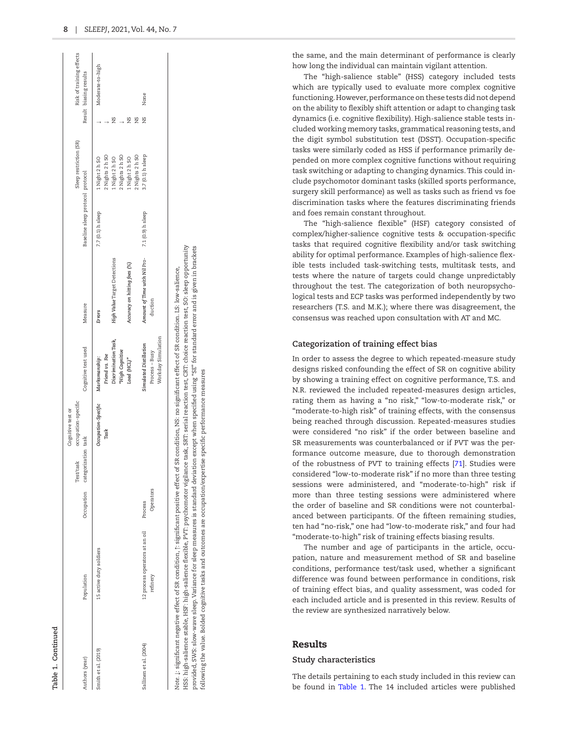**Table 1. Continued**

| Authors (year) | Population | Occupation | Test/task categorization | Cognitive test or occupation-specific task | Cognitive test used | Measure | Baseline sleep protocol | Sleep restriction (SR) protocol | Result | Risk of training effects biasing results |
|---|---|---|---|---|---|---|---|---|---|---|
| Smith et al. (2019) | 15 active duty soldiers | | | **Occupation-Specific Task** | **Marksmanship: Friend vs. Foe Discrimination Task, "High Cognitive Load (HCL)"** | **Errors** | 7.7 (0.1) h sleep | 1 Night 2 h SO | ↓ | Moderate-to-high |
| | | | | | | | | 2 Nights 2 h SO | ↓ | |
| | | | | | | **High Value Target Detections** | | 1 Night 2 h SO | NS | |
| | | | | | | | | 2 Nights 2 h SO | ↓ | |
| | | | | | | **Accuracy on hitting foes (%)** | | 1 Night 2 h SO | NS | |
| | | | | | | | | 2 Nights 2 h SO | NS | |
| Sallinen et al. (2004) | 12 process operators at an oil refinery | Process Operators | | | **Simulated Distillation Process – Busy Workday Simulation** | **Amount of Time with Nil Production** | 7.1 (0.9) h sleep | 3.7 (0.1) h sleep | NS | None |

*Note.* ↓: significant negative effect of SR condition, ↑: significant positive effect of SR condition, NS: no significant effect of SR condition. LS: low-salience, HSS: high-salience stable, HSF: high-salience flexible, PVT: psychomotor vigilance task, SRT: serial reaction test, CRT: choice reaction test, SO: sleep opportunity provided, SWS: slow-wave sleep. Variance for sleep measures is standard deviation except when specified using "SE" for standard error and is given in brackets following the value. Bolded cognitive tasks and outcomes are occupation/expertise specific performance measures

the same, and the main determinant of performance is clearly how long the individual can maintain vigilant attention.

The "high-salience stable" (HSS) category included tests which are typically used to evaluate more complex cognitive functioning. However, performance on these tests did not depend on the ability to flexibly shift attention or adapt to changing task dynamics (i.e. cognitive flexibility). High-salience stable tests included working memory tasks, grammatical reasoning tests, and the digit symbol substitution test (DSST). Occupation-specific tasks were similarly coded as HSS if performance primarily depended on more complex cognitive functions without requiring task switching or adapting to changing dynamics. This could include psychomotor dominant tasks (skilled sports performance, surgery skill performance) as well as tasks such as friend vs foe discrimination tasks where the features discriminating friends and foes remain constant throughout.

The "high-salience flexible" (HSF) category consisted of complex/higher-salience cognitive tests & occupation-specific tasks that required cognitive flexibility and/or task switching ability for optimal performance. Examples of high-salience flexible tests included task-switching tests, multitask tests, and tests where the nature of targets could change unpredictably throughout the test. The categorization of both neuropsychological tests and ECP tasks was performed independently by two researchers (T.S. and M.K.); where there was disagreement, the consensus was reached upon consultation with AT and MC.

### Categorization of training effect bias

In order to assess the degree to which repeated-measure study designs risked confounding the effect of SR on cognitive ability by showing a training effect on cognitive performance, T.S. and N.R. reviewed the included repeated-measures design articles, rating them as having a "no risk," "low-to-moderate risk," or "moderate-to-high risk" of training effects, with the consensus being reached through discussion. Repeated-measures studies were considered "no risk" if the order between baseline and SR measurements was counterbalanced or if PVT was the performance outcome measure, due to thorough demonstration of the robustness of PVT to training effects [71]. Studies were considered "low-to-moderate risk" if no more than three testing sessions were administered, and "moderate-to-high" risk if more than three testing sessions were administered where the order of baseline and SR conditions were not counterbalanced between participants. Of the fifteen remaining studies, ten had "no-risk," one had "low-to-moderate risk," and four had "moderate-to-high" risk of training effects biasing results.

The number and age of participants in the article, occupation, nature and measurement method of SR and baseline conditions, performance test/task used, whether a significant difference was found between performance in conditions, risk of training effect bias, and quality assessment, was coded for each included article and is presented in this review. Results of the review are synthesized narratively below.

## Results

### Study characteristics

The details pertaining to each study included in this review can be found in Table 1. The 14 included articles were published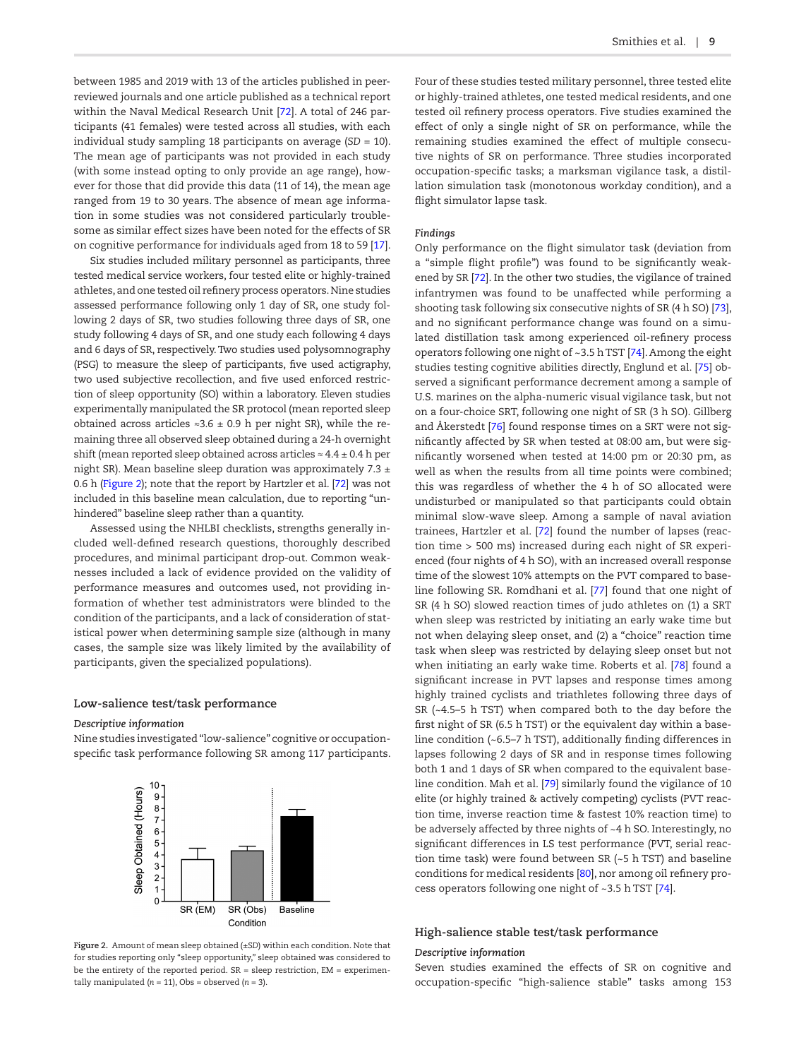between 1985 and 2019 with 13 of the articles published in peer-reviewed journals and one article published as a technical report within the Naval Medical Research Unit [72]. A total of 246 participants (41 females) were tested across all studies, with each individual study sampling 18 participants on average (*SD* = 10). The mean age of participants was not provided in each study (with some instead opting to only provide an age range), however for those that did provide this data (11 of 14), the mean age ranged from 19 to 30 years. The absence of mean age information in some studies was not considered particularly troublesome as similar effect sizes have been noted for the effects of SR on cognitive performance for individuals aged from 18 to 59 [17].

Six studies included military personnel as participants, three tested medical service workers, four tested elite or highly-trained athletes, and one tested oil refinery process operators. Nine studies assessed performance following only 1 day of SR, one study following 2 days of SR, two studies following three days of SR, one study following 4 days of SR, and one study each following 4 days and 6 days of SR, respectively. Two studies used polysomnography (PSG) to measure the sleep of participants, five used actigraphy, two used subjective recollection, and five used enforced restriction of sleep opportunity (SO) within a laboratory. Eleven studies experimentally manipulated the SR protocol (mean reported sleep obtained across articles ≈3.6 ± 0.9 h per night SR), while the remaining three all observed sleep obtained during a 24-h overnight shift (mean reported sleep obtained across articles ≈ 4.4 ± 0.4 h per night SR). Mean baseline sleep duration was approximately 7.3 ± 0.6 h (Figure 2); note that the report by Hartzler et al. [72] was not included in this baseline mean calculation, due to reporting "unhindered" baseline sleep rather than a quantity.

Assessed using the NHLBI checklists, strengths generally included well-defined research questions, thoroughly described procedures, and minimal participant drop-out. Common weaknesses included a lack of evidence provided on the validity of performance measures and outcomes used, not providing information of whether test administrators were blinded to the condition of the participants, and a lack of consideration of statistical power when determining sample size (although in many cases, the sample size was likely limited by the availability of participants, given the specialized populations).

## Low-salience test/task performance

### *Descriptive information*

Nine studies investigated "low-salience" cognitive or occupation-specific task performance following SR among 117 participants.

Figure 2. Amount of mean sleep obtained (±*SD*) within each condition. Note that for studies reporting only "sleep opportunity," sleep obtained was considered to be the entirety of the reported period. SR = sleep restriction, EM = experimentally manipulated (*n* = 11), Obs = observed (*n* = 3).

Four of these studies tested military personnel, three tested elite or highly-trained athletes, one tested medical residents, and one tested oil refinery process operators. Five studies examined the effect of only a single night of SR on performance, while the remaining studies examined the effect of multiple consecutive nights of SR on performance. Three studies incorporated occupation-specific tasks; a marksman vigilance task, a distillation simulation task (monotonous workday condition), and a flight simulator lapse task.

### *Findings*

Only performance on the flight simulator task (deviation from a "simple flight profile") was found to be significantly weakened by SR [72]. In the other two studies, the vigilance of trained infantrymen was found to be unaffected while performing a shooting task following six consecutive nights of SR (4 h SO) [73], and no significant performance change was found on a simulated distillation task among experienced oil-refinery process operators following one night of ~3.5 h TST [74]. Among the eight studies testing cognitive abilities directly, Englund et al. [75] observed a significant performance decrement among a sample of U.S. marines on the alpha-numeric visual vigilance task, but not on a four-choice SRT, following one night of SR (3 h SO). Gillberg and Åkerstedt [76] found response times on a SRT were not significantly affected by SR when tested at 08:00 am, but were significantly worsened when tested at 14:00 pm or 20:30 pm, as well as when the results from all time points were combined; this was regardless of whether the 4 h of SO allocated were undisturbed or manipulated so that participants could obtain minimal slow-wave sleep. Among a sample of naval aviation trainees, Hartzler et al. [72] found the number of lapses (reaction time > 500 ms) increased during each night of SR experienced (four nights of 4 h SO), with an increased overall response time of the slowest 10% attempts on the PVT compared to baseline following SR. Romdhani et al. [77] found that one night of SR (4 h SO) slowed reaction times of judo athletes on (1) a SRT when sleep was restricted by initiating an early wake time but not when delaying sleep onset, and (2) a "choice" reaction time task when sleep was restricted by delaying sleep onset but not when initiating an early wake time. Roberts et al. [78] found a significant increase in PVT lapses and response times among highly trained cyclists and triathletes following three days of SR (~4.5–5 h TST) when compared both to the day before the first night of SR (6.5 h TST) or the equivalent day within a baseline condition (~6.5–7 h TST), additionally finding differences in lapses following 2 days of SR and in response times following both 1 and 1 days of SR when compared to the equivalent baseline condition. Mah et al. [79] similarly found the vigilance of 10 elite (or highly trained & actively competing) cyclists (PVT reaction time, inverse reaction time & fastest 10% reaction time) to be adversely affected by three nights of ~4 h SO. Interestingly, no significant differences in LS test performance (PVT, serial reaction time task) were found between SR (~5 h TST) and baseline conditions for medical residents [80], nor among oil refinery process operators following one night of ~3.5 h TST [74].

## High-salience stable test/task performance

### *Descriptive information*

Seven studies examined the effects of SR on cognitive and occupation-specific "high-salience stable" tasks among 153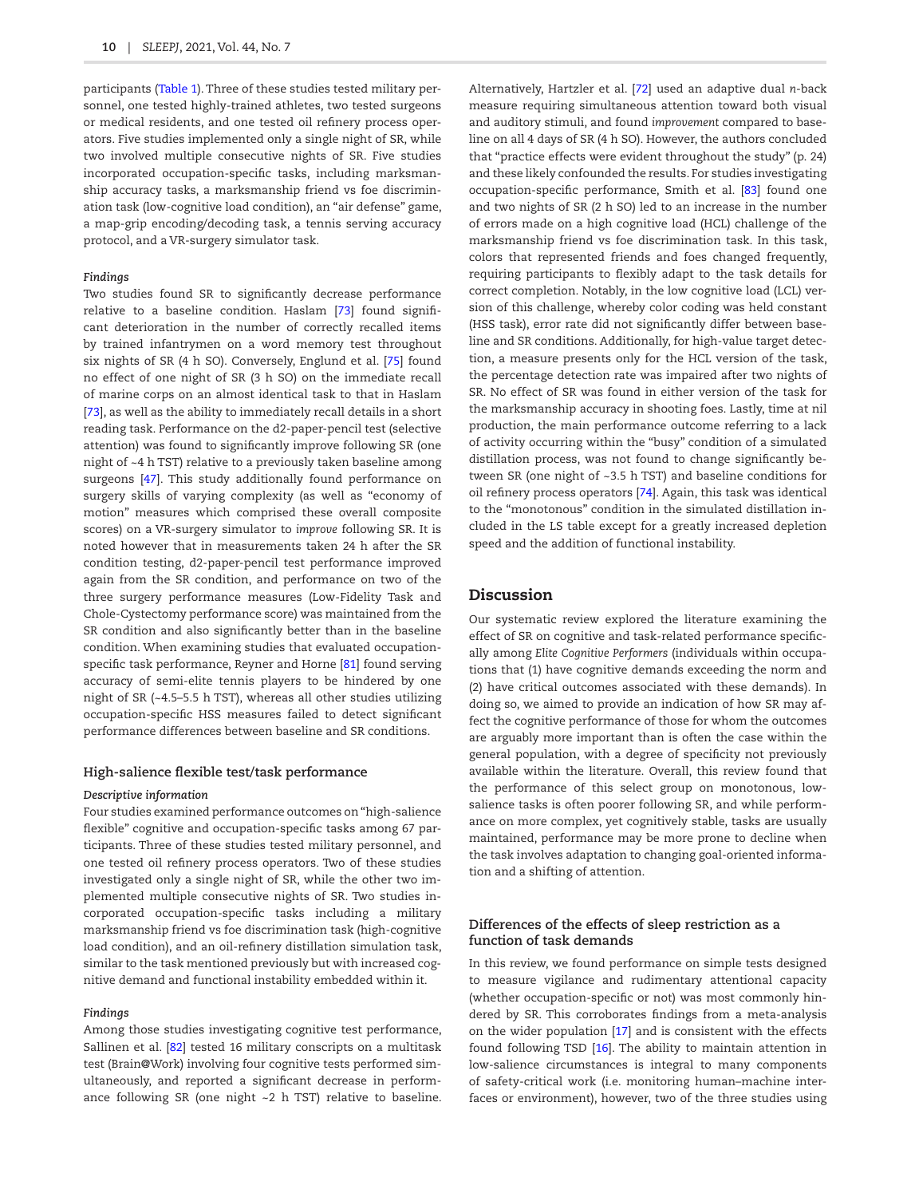participants (Table 1). Three of these studies tested military personnel, one tested highly-trained athletes, two tested surgeons or medical residents, and one tested oil refinery process operators. Five studies implemented only a single night of SR, while two involved multiple consecutive nights of SR. Five studies incorporated occupation-specific tasks, including marksmanship accuracy tasks, a marksmanship friend vs foe discrimination task (low-cognitive load condition), an "air defense" game, a map-grip encoding/decoding task, a tennis serving accuracy protocol, and a VR-surgery simulator task.

#### *Findings*

Two studies found SR to significantly decrease performance relative to a baseline condition. Haslam [73] found significant deterioration in the number of correctly recalled items by trained infantrymen on a word memory test throughout six nights of SR (4 h SO). Conversely, Englund et al. [75] found no effect of one night of SR (3 h SO) on the immediate recall of marine corps on an almost identical task to that in Haslam [73], as well as the ability to immediately recall details in a short reading task. Performance on the d2-paper-pencil test (selective attention) was found to significantly improve following SR (one night of ~4 h TST) relative to a previously taken baseline among surgeons [47]. This study additionally found performance on surgery skills of varying complexity (as well as "economy of motion" measures which comprised these overall composite scores) on a VR-surgery simulator to *improve* following SR. It is noted however that in measurements taken 24 h after the SR condition testing, d2-paper-pencil test performance improved again from the SR condition, and performance on two of the three surgery performance measures (Low-Fidelity Task and Chole-Cystectomy performance score) was maintained from the SR condition and also significantly better than in the baseline condition. When examining studies that evaluated occupation-specific task performance, Reyner and Horne [81] found serving accuracy of semi-elite tennis players to be hindered by one night of SR (~4.5–5.5 h TST), whereas all other studies utilizing occupation-specific HSS measures failed to detect significant performance differences between baseline and SR conditions.

### High-salience flexible test/task performance

#### *Descriptive information*

Four studies examined performance outcomes on "high-salience flexible" cognitive and occupation-specific tasks among 67 participants. Three of these studies tested military personnel, and one tested oil refinery process operators. Two of these studies investigated only a single night of SR, while the other two implemented multiple consecutive nights of SR. Two studies incorporated occupation-specific tasks including a military marksmanship friend vs foe discrimination task (high-cognitive load condition), and an oil-refinery distillation simulation task, similar to the task mentioned previously but with increased cognitive demand and functional instability embedded within it.

#### *Findings*

Among those studies investigating cognitive test performance, Sallinen et al. [82] tested 16 military conscripts on a multitask test (Brain@Work) involving four cognitive tests performed simultaneously, and reported a significant decrease in performance following SR (one night ~2 h TST) relative to baseline. Alternatively, Hartzler et al. [72] used an adaptive dual *n*-back measure requiring simultaneous attention toward both visual and auditory stimuli, and found *improvement* compared to baseline on all 4 days of SR (4 h SO). However, the authors concluded that "practice effects were evident throughout the study" (p. 24) and these likely confounded the results. For studies investigating occupation-specific performance, Smith et al. [83] found one and two nights of SR (2 h SO) led to an increase in the number of errors made on a high cognitive load (HCL) challenge of the marksmanship friend vs foe discrimination task. In this task, colors that represented friends and foes changed frequently, requiring participants to flexibly adapt to the task details for correct completion. Notably, in the low cognitive load (LCL) version of this challenge, whereby color coding was held constant (HSS task), error rate did not significantly differ between baseline and SR conditions. Additionally, for high-value target detection, a measure presents only for the HCL version of the task, the percentage detection rate was impaired after two nights of SR. No effect of SR was found in either version of the task for the marksmanship accuracy in shooting foes. Lastly, time at nil production, the main performance outcome referring to a lack of activity occurring within the "busy" condition of a simulated distillation process, was not found to change significantly between SR (one night of ~3.5 h TST) and baseline conditions for oil refinery process operators [74]. Again, this task was identical to the "monotonous" condition in the simulated distillation included in the LS table except for a greatly increased depletion speed and the addition of functional instability.

## Discussion

Our systematic review explored the literature examining the effect of SR on cognitive and task-related performance specifically among *Elite Cognitive Performers* (individuals within occupations that (1) have cognitive demands exceeding the norm and (2) have critical outcomes associated with these demands). In doing so, we aimed to provide an indication of how SR may affect the cognitive performance of those for whom the outcomes are arguably more important than is often the case within the general population, with a degree of specificity not previously available within the literature. Overall, this review found that the performance of this select group on monotonous, low-salience tasks is often poorer following SR, and while performance on more complex, yet cognitively stable, tasks are usually maintained, performance may be more prone to decline when the task involves adaptation to changing goal-oriented information and a shifting of attention.

### Differences of the effects of sleep restriction as a function of task demands

In this review, we found performance on simple tests designed to measure vigilance and rudimentary attentional capacity (whether occupation-specific or not) was most commonly hindered by SR. This corroborates findings from a meta-analysis on the wider population [17] and is consistent with the effects found following TSD [16]. The ability to maintain attention in low-salience circumstances is integral to many components of safety-critical work (i.e. monitoring human–machine interfaces or environment), however, two of the three studies using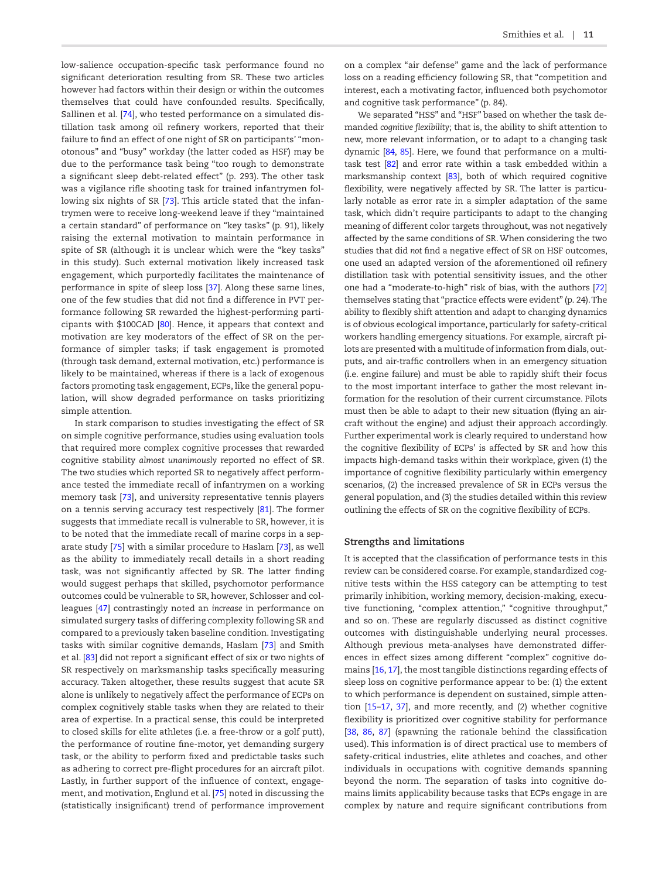low-salience occupation-specific task performance found no significant deterioration resulting from SR. These two articles however had factors within their design or within the outcomes themselves that could have confounded results. Specifically, Sallinen et al. [74], who tested performance on a simulated distillation task among oil refinery workers, reported that their failure to find an effect of one night of SR on participants' "monotonous" and "busy" workday (the latter coded as HSF) may be due to the performance task being "too rough to demonstrate a significant sleep debt-related effect" (p. 293). The other task was a vigilance rifle shooting task for trained infantrymen following six nights of SR [73]. This article stated that the infantrymen were to receive long-weekend leave if they "maintained a certain standard" of performance on "key tasks" (p. 91), likely raising the external motivation to maintain performance in spite of SR (although it is unclear which were the "key tasks" in this study). Such external motivation likely increased task engagement, which purportedly facilitates the maintenance of performance in spite of sleep loss [37]. Along these same lines, one of the few studies that did not find a difference in PVT performance following SR rewarded the highest-performing participants with $100CAD [80]. Hence, it appears that context and motivation are key moderators of the effect of SR on the performance of simpler tasks; if task engagement is promoted (through task demand, external motivation, etc.) performance is likely to be maintained, whereas if there is a lack of exogenous factors promoting task engagement, ECPs, like the general population, will show degraded performance on tasks prioritizing simple attention.

In stark comparison to studies investigating the effect of SR on simple cognitive performance, studies using evaluation tools that required more complex cognitive processes that rewarded cognitive stability *almost unanimously* reported no effect of SR. The two studies which reported SR to negatively affect performance tested the immediate recall of infantrymen on a working memory task [73], and university representative tennis players on a tennis serving accuracy test respectively [81]. The former suggests that immediate recall is vulnerable to SR, however, it is to be noted that the immediate recall of marine corps in a separate study [75] with a similar procedure to Haslam [73], as well as the ability to immediately recall details in a short reading task, was not significantly affected by SR. The latter finding would suggest perhaps that skilled, psychomotor performance outcomes could be vulnerable to SR, however, Schlosser and colleagues [47] contrastingly noted an *increase* in performance on simulated surgery tasks of differing complexity following SR and compared to a previously taken baseline condition. Investigating tasks with similar cognitive demands, Haslam [73] and Smith et al. [83] did not report a significant effect of six or two nights of SR respectively on marksmanship tasks specifically measuring accuracy. Taken altogether, these results suggest that acute SR alone is unlikely to negatively affect the performance of ECPs on complex cognitively stable tasks when they are related to their area of expertise. In a practical sense, this could be interpreted to closed skills for elite athletes (i.e. a free-throw or a golf putt), the performance of routine fine-motor, yet demanding surgery task, or the ability to perform fixed and predictable tasks such as adhering to correct pre-flight procedures for an aircraft pilot. Lastly, in further support of the influence of context, engagement, and motivation, Englund et al. [75] noted in discussing the (statistically insignificant) trend of performance improvement on a complex "air defense" game and the lack of performance loss on a reading efficiency following SR, that "competition and interest, each a motivating factor, influenced both psychomotor and cognitive task performance" (p. 84).

We separated "HSS" and "HSF" based on whether the task demanded *cognitive flexibility*; that is, the ability to shift attention to new, more relevant information, or to adapt to a changing task dynamic [84, 85]. Here, we found that performance on a multi-task test [82] and error rate within a task embedded within a marksmanship context [83], both of which required cognitive flexibility, were negatively affected by SR. The latter is particularly notable as error rate in a simpler adaptation of the same task, which didn't require participants to adapt to the changing meaning of different color targets throughout, was not negatively affected by the same conditions of SR. When considering the two studies that did *not* find a negative effect of SR on HSF outcomes, one used an adapted version of the aforementioned oil refinery distillation task with potential sensitivity issues, and the other one had a "moderate-to-high" risk of bias, with the authors [72] themselves stating that "practice effects were evident" (p. 24). The ability to flexibly shift attention and adapt to changing dynamics is of obvious ecological importance, particularly for safety-critical workers handling emergency situations. For example, aircraft pilots are presented with a multitude of information from dials, outputs, and air-traffic controllers when in an emergency situation (i.e. engine failure) and must be able to rapidly shift their focus to the most important interface to gather the most relevant information for the resolution of their current circumstance. Pilots must then be able to adapt to their new situation (flying an aircraft without the engine) and adjust their approach accordingly. Further experimental work is clearly required to understand how the cognitive flexibility of ECPs' is affected by SR and how this impacts high-demand tasks within their workplace, given (1) the importance of cognitive flexibility particularly within emergency scenarios, (2) the increased prevalence of SR in ECPs versus the general population, and (3) the studies detailed within this review outlining the effects of SR on the cognitive flexibility of ECPs.

## Strengths and limitations

It is accepted that the classification of performance tests in this review can be considered coarse. For example, standardized cognitive tests within the HSS category can be attempting to test primarily inhibition, working memory, decision-making, executive functioning, "complex attention," "cognitive throughput," and so on. These are regularly discussed as distinct cognitive outcomes with distinguishable underlying neural processes. Although previous meta-analyses have demonstrated differences in effect sizes among different "complex" cognitive domains [16, 17], the most tangible distinctions regarding effects of sleep loss on cognitive performance appear to be: (1) the extent to which performance is dependent on sustained, simple attention [15–17, 37], and more recently, and (2) whether cognitive flexibility is prioritized over cognitive stability for performance [38, 86, 87] (spawning the rationale behind the classification used). This information is of direct practical use to members of safety-critical industries, elite athletes and coaches, and other individuals in occupations with cognitive demands spanning beyond the norm. The separation of tasks into cognitive domains limits applicability because tasks that ECPs engage in are complex by nature and require significant contributions from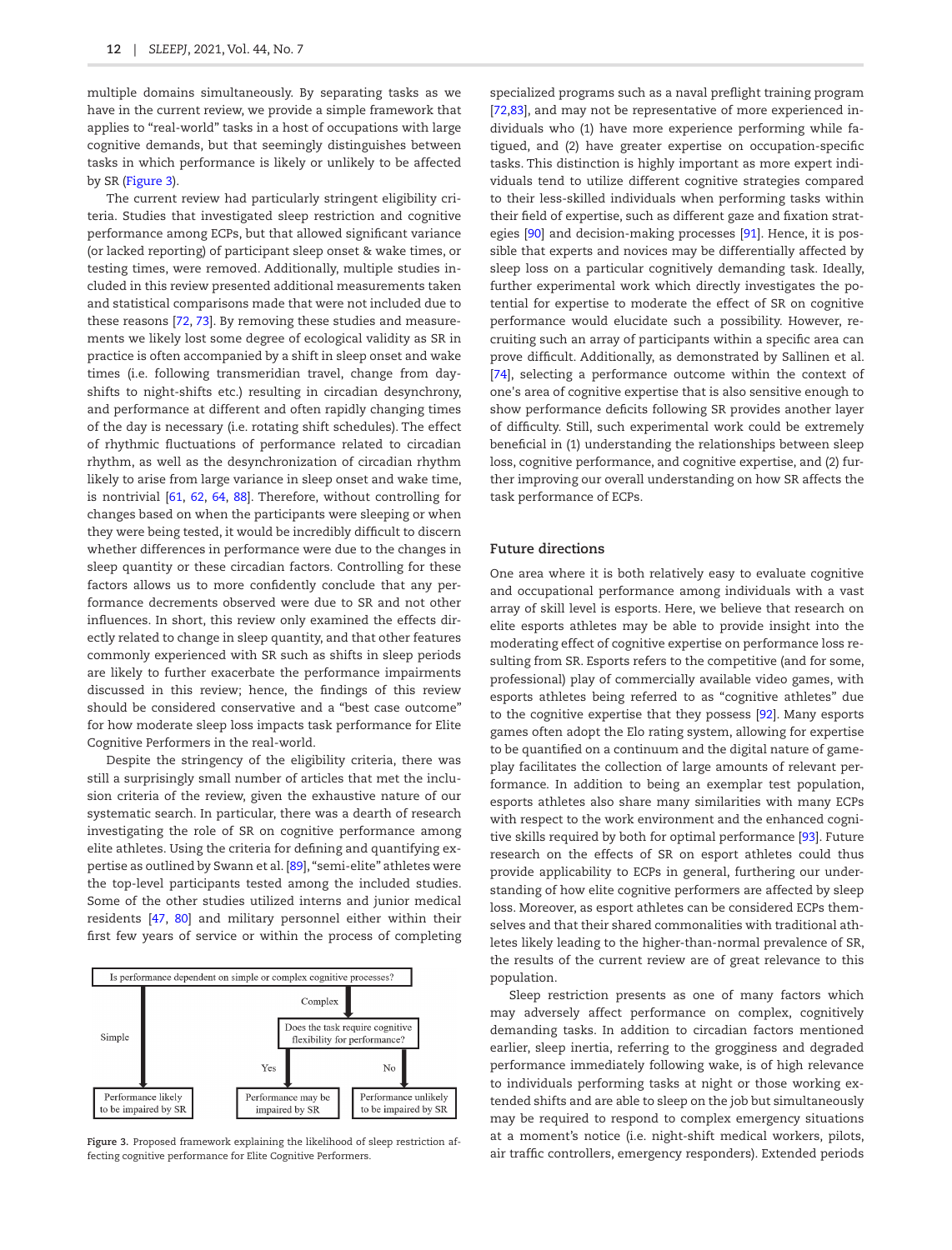multiple domains simultaneously. By separating tasks as we have in the current review, we provide a simple framework that applies to "real-world" tasks in a host of occupations with large cognitive demands, but that seemingly distinguishes between tasks in which performance is likely or unlikely to be affected by SR (Figure 3).

The current review had particularly stringent eligibility criteria. Studies that investigated sleep restriction and cognitive performance among ECPs, but that allowed significant variance (or lacked reporting) of participant sleep onset & wake times, or testing times, were removed. Additionally, multiple studies included in this review presented additional measurements taken and statistical comparisons made that were not included due to these reasons [72, 73]. By removing these studies and measurements we likely lost some degree of ecological validity as SR in practice is often accompanied by a shift in sleep onset and wake times (i.e. following transmeridian travel, change from day-shifts to night-shifts etc.) resulting in circadian desynchrony, and performance at different and often rapidly changing times of the day is necessary (i.e. rotating shift schedules). The effect of rhythmic fluctuations of performance related to circadian rhythm, as well as the desynchronization of circadian rhythm likely to arise from large variance in sleep onset and wake time, is nontrivial [61, 62, 64, 88]. Therefore, without controlling for changes based on when the participants were sleeping or when they were being tested, it would be incredibly difficult to discern whether differences in performance were due to the changes in sleep quantity or these circadian factors. Controlling for these factors allows us to more confidently conclude that any performance decrements observed were due to SR and not other influences. In short, this review only examined the effects directly related to change in sleep quantity, and that other features commonly experienced with SR such as shifts in sleep periods are likely to further exacerbate the performance impairments discussed in this review; hence, the findings of this review should be considered conservative and a "best case outcome" for how moderate sleep loss impacts task performance for Elite Cognitive Performers in the real-world.

Despite the stringency of the eligibility criteria, there was still a surprisingly small number of articles that met the inclusion criteria of the review, given the exhaustive nature of our systematic search. In particular, there was a dearth of research investigating the role of SR on cognitive performance among elite athletes. Using the criteria for defining and quantifying expertise as outlined by Swann et al. [89], "semi-elite" athletes were the top-level participants tested among the included studies. Some of the other studies utilized interns and junior medical residents [47, 80] and military personnel either within their first few years of service or within the process of completing specialized programs such as a naval preflight training program [72,83], and may not be representative of more experienced individuals who (1) have more experience performing while fatigued, and (2) have greater expertise on occupation-specific tasks. This distinction is highly important as more expert individuals tend to utilize different cognitive strategies compared to their less-skilled individuals when performing tasks within their field of expertise, such as different gaze and fixation strategies [90] and decision-making processes [91]. Hence, it is possible that experts and novices may be differentially affected by sleep loss on a particular cognitively demanding task. Ideally, further experimental work which directly investigates the potential for expertise to moderate the effect of SR on cognitive performance would elucidate such a possibility. However, recruiting such an array of participants within a specific area can prove difficult. Additionally, as demonstrated by Sallinen et al. [74], selecting a performance outcome within the context of one's area of cognitive expertise that is also sensitive enough to show performance deficits following SR provides another layer of difficulty. Still, such experimental work could be extremely beneficial in (1) understanding the relationships between sleep loss, cognitive performance, and cognitive expertise, and (2) further improving our overall understanding on how SR affects the task performance of ECPs.

Figure 3. Proposed framework explaining the likelihood of sleep restriction affecting cognitive performance for Elite Cognitive Performers.

## Future directions

One area where it is both relatively easy to evaluate cognitive and occupational performance among individuals with a vast array of skill level is esports. Here, we believe that research on elite esports athletes may be able to provide insight into the moderating effect of cognitive expertise on performance loss resulting from SR. Esports refers to the competitive (and for some, professional) play of commercially available video games, with esports athletes being referred to as "cognitive athletes" due to the cognitive expertise that they possess [92]. Many esports games often adopt the Elo rating system, allowing for expertise to be quantified on a continuum and the digital nature of gameplay facilitates the collection of large amounts of relevant performance. In addition to being an exemplar test population, esports athletes also share many similarities with many ECPs with respect to the work environment and the enhanced cognitive skills required by both for optimal performance [93]. Future research on the effects of SR on esport athletes could thus provide applicability to ECPs in general, furthering our understanding of how elite cognitive performers are affected by sleep loss. Moreover, as esport athletes can be considered ECPs themselves and that their shared commonalities with traditional athletes likely leading to the higher-than-normal prevalence of SR, the results of the current review are of great relevance to this population.

Sleep restriction presents as one of many factors which may adversely affect performance on complex, cognitively demanding tasks. In addition to circadian factors mentioned earlier, sleep inertia, referring to the grogginess and degraded performance immediately following wake, is of high relevance to individuals performing tasks at night or those working extended shifts and are able to sleep on the job but simultaneously may be required to respond to complex emergency situations at a moment's notice (i.e. night-shift medical workers, pilots, air traffic controllers, emergency responders). Extended periods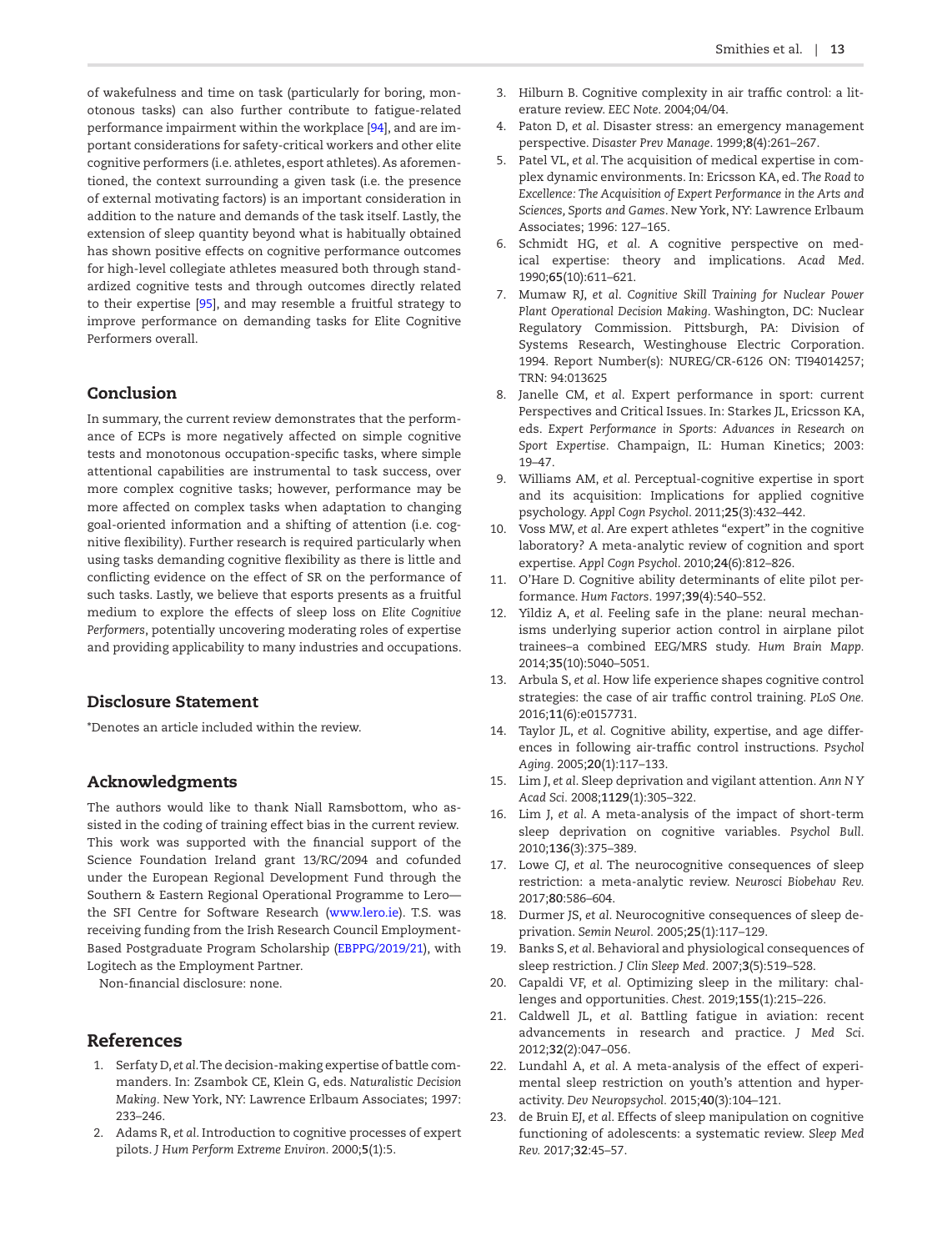of wakefulness and time on task (particularly for boring, monotonous tasks) can also further contribute to fatigue-related performance impairment within the workplace [94], and are important considerations for safety-critical workers and other elite cognitive performers (i.e. athletes, esport athletes). As aforementioned, the context surrounding a given task (i.e. the presence of external motivating factors) is an important consideration in addition to the nature and demands of the task itself. Lastly, the extension of sleep quantity beyond what is habitually obtained has shown positive effects on cognitive performance outcomes for high-level collegiate athletes measured both through standardized cognitive tests and through outcomes directly related to their expertise [95], and may resemble a fruitful strategy to improve performance on demanding tasks for Elite Cognitive Performers overall.

## Conclusion

In summary, the current review demonstrates that the performance of ECPs is more negatively affected on simple cognitive tests and monotonous occupation-specific tasks, where simple attentional capabilities are instrumental to task success, over more complex cognitive tasks; however, performance may be more affected on complex tasks when adaptation to changing goal-oriented information and a shifting of attention (i.e. cognitive flexibility). Further research is required particularly when using tasks demanding cognitive flexibility as there is little and conflicting evidence on the effect of SR on the performance of such tasks. Lastly, we believe that esports presents as a fruitful medium to explore the effects of sleep loss on *Elite Cognitive Performers*, potentially uncovering moderating roles of expertise and providing applicability to many industries and occupations.

## Disclosure Statement

*Denotes an article included within the review.

## Acknowledgments

The authors would like to thank Niall Ramsbottom, who assisted in the coding of training effect bias in the current review. This work was supported with the financial support of the Science Foundation Ireland grant 13/RC/2094 and cofunded under the European Regional Development Fund through the Southern & Eastern Regional Operational Programme to Lero—the SFI Centre for Software Research (www.lero.ie). T.S. was receiving funding from the Irish Research Council Employment-Based Postgraduate Program Scholarship (EBPPG/2019/21), with Logitech as the Employment Partner.

Non-financial disclosure: none.

## References

1. Serfaty D, *et al*. The decision-making expertise of battle commanders. In: Zsambok CE, Klein G, eds. *Naturalistic Decision Making*. New York, NY: Lawrence Erlbaum Associates; 1997: 233–246.
2. Adams R, *et al*. Introduction to cognitive processes of expert pilots. *J Hum Perform Extreme Environ*. 2000;**5**(1):5.
3. Hilburn B. Cognitive complexity in air traffic control: a literature review. *EEC Note*. 2004;04/04.
4. Paton D, *et al*. Disaster stress: an emergency management perspective. *Disaster Prev Manage*. 1999;**8**(4):261–267.
5. Patel VL, *et al*. The acquisition of medical expertise in complex dynamic environments. In: Ericsson KA, ed. *The Road to Excellence: The Acquisition of Expert Performance in the Arts and Sciences, Sports and Games*. New York, NY: Lawrence Erlbaum Associates; 1996: 127–165.
6. Schmidt HG, *et al*. A cognitive perspective on medical expertise: theory and implications. *Acad Med*. 1990;**65**(10):611–621.
7. Mumaw RJ, *et al*. *Cognitive Skill Training for Nuclear Power Plant Operational Decision Making*. Washington, DC: Nuclear Regulatory Commission. Pittsburgh, PA: Division of Systems Research, Westinghouse Electric Corporation. 1994. Report Number(s): NUREG/CR-6126 ON: TI94014257; TRN: 94:013625
8. Janelle CM, *et al*. Expert performance in sport: current Perspectives and Critical Issues. In: Starkes JL, Ericsson KA, eds. *Expert Performance in Sports: Advances in Research on Sport Expertise*. Champaign, IL: Human Kinetics; 2003: 19–47.
9. Williams AM, *et al*. Perceptual-cognitive expertise in sport and its acquisition: Implications for applied cognitive psychology. *Appl Cogn Psychol*. 2011;**25**(3):432–442.
10. Voss MW, *et al*. Are expert athletes "expert" in the cognitive laboratory? A meta-analytic review of cognition and sport expertise. *Appl Cogn Psychol*. 2010;**24**(6):812–826.
11. O'Hare D. Cognitive ability determinants of elite pilot performance. *Hum Factors*. 1997;**39**(4):540–552.
12. Yildiz A, *et al*. Feeling safe in the plane: neural mechanisms underlying superior action control in airplane pilot trainees–a combined EEG/MRS study. *Hum Brain Mapp*. 2014;**35**(10):5040–5051.
13. Arbula S, *et al*. How life experience shapes cognitive control strategies: the case of air traffic control training. *PLoS One*. 2016;**11**(6):e0157731.
14. Taylor JL, *et al*. Cognitive ability, expertise, and age differences in following air-traffic control instructions. *Psychol Aging*. 2005;**20**(1):117–133.
15. Lim J, *et al*. Sleep deprivation and vigilant attention. *Ann N Y Acad Sci*. 2008;**1129**(1):305–322.
16. Lim J, *et al*. A meta-analysis of the impact of short-term sleep deprivation on cognitive variables. *Psychol Bull*. 2010;**136**(3):375–389.
17. Lowe CJ, *et al*. The neurocognitive consequences of sleep restriction: a meta-analytic review. *Neurosci Biobehav Rev*. 2017;**80**:586–604.
18. Durmer JS, *et al*. Neurocognitive consequences of sleep deprivation. *Semin Neurol*. 2005;**25**(1):117–129.
19. Banks S, *et al*. Behavioral and physiological consequences of sleep restriction. *J Clin Sleep Med*. 2007;**3**(5):519–528.
20. Capaldi VF, *et al*. Optimizing sleep in the military: challenges and opportunities. *Chest*. 2019;**155**(1):215–226.
21. Caldwell JL, *et al*. Battling fatigue in aviation: recent advancements in research and practice. *J Med Sci*. 2012;**32**(2):047–056.
22. Lundahl A, *et al*. A meta-analysis of the effect of experimental sleep restriction on youth's attention and hyperactivity. *Dev Neuropsychol*. 2015;**40**(3):104–121.
23. de Bruin EJ, *et al*. Effects of sleep manipulation on cognitive functioning of adolescents: a systematic review. *Sleep Med Rev*. 2017;**32**:45–57.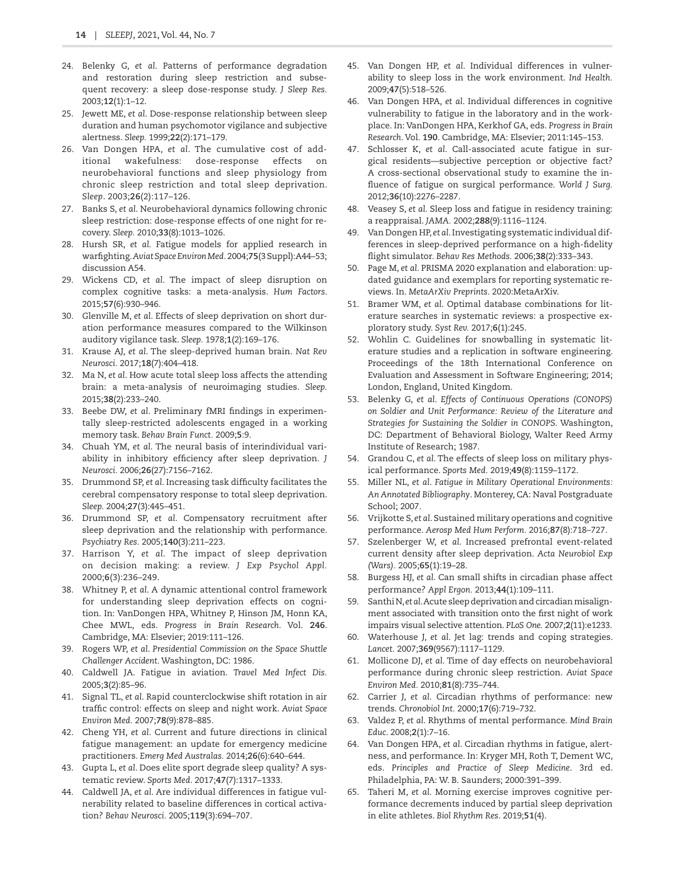24. Belenky G, *et al*. Patterns of performance degradation and restoration during sleep restriction and subsequent recovery: a sleep dose-response study. *J Sleep Res.* 2003;**12**(1):1–12.
25. Jewett ME, *et al*. Dose-response relationship between sleep duration and human psychomotor vigilance and subjective alertness. *Sleep.* 1999;**22**(2):171–179.
26. Van Dongen HPA, *et al*. The cumulative cost of additional wakefulness: dose-response effects on neurobehavioral functions and sleep physiology from chronic sleep restriction and total sleep deprivation. *Sleep*. 2003;**26**(2):117–126.
27. Banks S, *et al*. Neurobehavioral dynamics following chronic sleep restriction: dose-response effects of one night for recovery. *Sleep.* 2010;**33**(8):1013–1026.
28. Hursh SR, *et al*. Fatigue models for applied research in warfighting. *Aviat Space Environ Med*. 2004;**75**(3 Suppl):A44–53; discussion A54.
29. Wickens CD, *et al*. The impact of sleep disruption on complex cognitive tasks: a meta-analysis. *Hum Factors*. 2015;**57**(6):930–946.
30. Glenville M, *et al*. Effects of sleep deprivation on short duration performance measures compared to the Wilkinson auditory vigilance task. *Sleep.* 1978;**1**(2):169–176.
31. Krause AJ, *et al*. The sleep-deprived human brain. *Nat Rev Neurosci*. 2017;**18**(7):404–418.
32. Ma N, *et al*. How acute total sleep loss affects the attending brain: a meta-analysis of neuroimaging studies. *Sleep.* 2015;**38**(2):233–240.
33. Beebe DW, *et al*. Preliminary fMRI findings in experimentally sleep-restricted adolescents engaged in a working memory task. *Behav Brain Funct*. 2009;**5**:9.
34. Chuah YM, *et al*. The neural basis of interindividual variability in inhibitory efficiency after sleep deprivation. *J Neurosci*. 2006;**26**(27):7156–7162.
35. Drummond SP, *et al*. Increasing task difficulty facilitates the cerebral compensatory response to total sleep deprivation. *Sleep.* 2004;**27**(3):445–451.
36. Drummond SP, *et al*. Compensatory recruitment after sleep deprivation and the relationship with performance. *Psychiatry Res*. 2005;**140**(3):211–223.
37. Harrison Y, *et al*. The impact of sleep deprivation on decision making: a review. *J Exp Psychol Appl*. 2000;**6**(3):236–249.
38. Whitney P, *et al*. A dynamic attentional control framework for understanding sleep deprivation effects on cognition. In: VanDongen HPA, Whitney P, Hinson JM, Honn KA, Chee MWL, eds. *Progress in Brain Research*. Vol. **246**. Cambridge, MA: Elsevier; 2019:111–126.
39. Rogers WP, *et al*. *Presidential Commission on the Space Shuttle Challenger Accident*. Washington, DC: 1986.
40. Caldwell JA. Fatigue in aviation. *Travel Med Infect Dis*. 2005;**3**(2):85–96.
41. Signal TL, *et al*. Rapid counterclockwise shift rotation in air traffic control: effects on sleep and night work. *Aviat Space Environ Med*. 2007;**78**(9):878–885.
42. Cheng YH, *et al*. Current and future directions in clinical fatigue management: an update for emergency medicine practitioners. *Emerg Med Australas.* 2014;**26**(6):640–644.
43. Gupta L, *et al*. Does elite sport degrade sleep quality? A systematic review. *Sports Med*. 2017;**47**(7):1317–1333.
44. Caldwell JA, *et al*. Are individual differences in fatigue vulnerability related to baseline differences in cortical activation? *Behav Neurosci*. 2005;**119**(3):694–707.
45. Van Dongen HP, *et al*. Individual differences in vulnerability to sleep loss in the work environment. *Ind Health*. 2009;**47**(5):518–526.
46. Van Dongen HPA, *et al*. Individual differences in cognitive vulnerability to fatigue in the laboratory and in the workplace. In: VanDongen HPA, Kerkhof GA, eds. *Progress in Brain Research*. Vol. **190**. Cambridge, MA: Elsevier; 2011:145–153.
47. Schlosser K, *et al*. Call-associated acute fatigue in surgical residents—subjective perception or objective fact? A cross-sectional observational study to examine the influence of fatigue on surgical performance. *World J Surg*. 2012;**36**(10):2276–2287.
48. Veasey S, *et al*. Sleep loss and fatigue in residency training: a reappraisal. *JAMA*. 2002;**288**(9):1116–1124.
49. Van Dongen HP, *et al*. Investigating systematic individual differences in sleep-deprived performance on a high-fidelity flight simulator. *Behav Res Methods*. 2006;**38**(2):333–343.
50. Page M, *et al*. PRISMA 2020 explanation and elaboration: updated guidance and exemplars for reporting systematic reviews. In. *MetaArXiv Preprints*. 2020:MetaArXiv.
51. Bramer WM, *et al*. Optimal database combinations for literature searches in systematic reviews: a prospective exploratory study. *Syst Rev.* 2017;**6**(1):245.
52. Wohlin C. Guidelines for snowballing in systematic literature studies and a replication in software engineering. Proceedings of the 18th International Conference on Evaluation and Assessment in Software Engineering; 2014; London, England, United Kingdom.
53. Belenky G, *et al*. *Effects of Continuous Operations (CONOPS) on Soldier and Unit Performance: Review of the Literature and Strategies for Sustaining the Soldier in CONOPS*. Washington, DC: Department of Behavioral Biology, Walter Reed Army Institute of Research; 1987.
54. Grandou C, *et al*. The effects of sleep loss on military physical performance. *Sports Med*. 2019;**49**(8):1159–1172.
55. Miller NL, *et al*. *Fatigue in Military Operational Environments: An Annotated Bibliography*. Monterey, CA: Naval Postgraduate School; 2007.
56. Vrijkotte S, *et al*. Sustained military operations and cognitive performance. *Aerosp Med Hum Perform*. 2016;**87**(8):718–727.
57. Szelenberger W, *et al*. Increased prefrontal event-related current density after sleep deprivation. *Acta Neurobiol Exp (Wars)*. 2005;**65**(1):19–28.
58. Burgess HJ, *et al*. Can small shifts in circadian phase affect performance? *Appl Ergon*. 2013;**44**(1):109–111.
59. Santhi N, *et al*. Acute sleep deprivation and circadian misalignment associated with transition onto the first night of work impairs visual selective attention. *PLoS One*. 2007;**2**(11):e1233.
60. Waterhouse J, *et al*. Jet lag: trends and coping strategies. *Lancet*. 2007;**369**(9567):1117–1129.
61. Mollicone DJ, *et al*. Time of day effects on neurobehavioral performance during chronic sleep restriction. *Aviat Space Environ Med*. 2010;**81**(8):735–744.
62. Carrier J, *et al*. Circadian rhythms of performance: new trends. *Chronobiol Int*. 2000;**17**(6):719–732.
63. Valdez P, *et al*. Rhythms of mental performance. *Mind Brain Educ*. 2008;**2**(1):7–16.
64. Van Dongen HPA, *et al*. Circadian rhythms in fatigue, alertness, and performance. In: Kryger MH, Roth T, Dement WC, eds. *Principles and Practice of Sleep Medicine*. 3rd ed. Philadelphia, PA: W. B. Saunders; 2000:391–399.
65. Taheri M, *et al*. Morning exercise improves cognitive performance decrements induced by partial sleep deprivation in elite athletes. *Biol Rhythm Res*. 2019;**51**(4).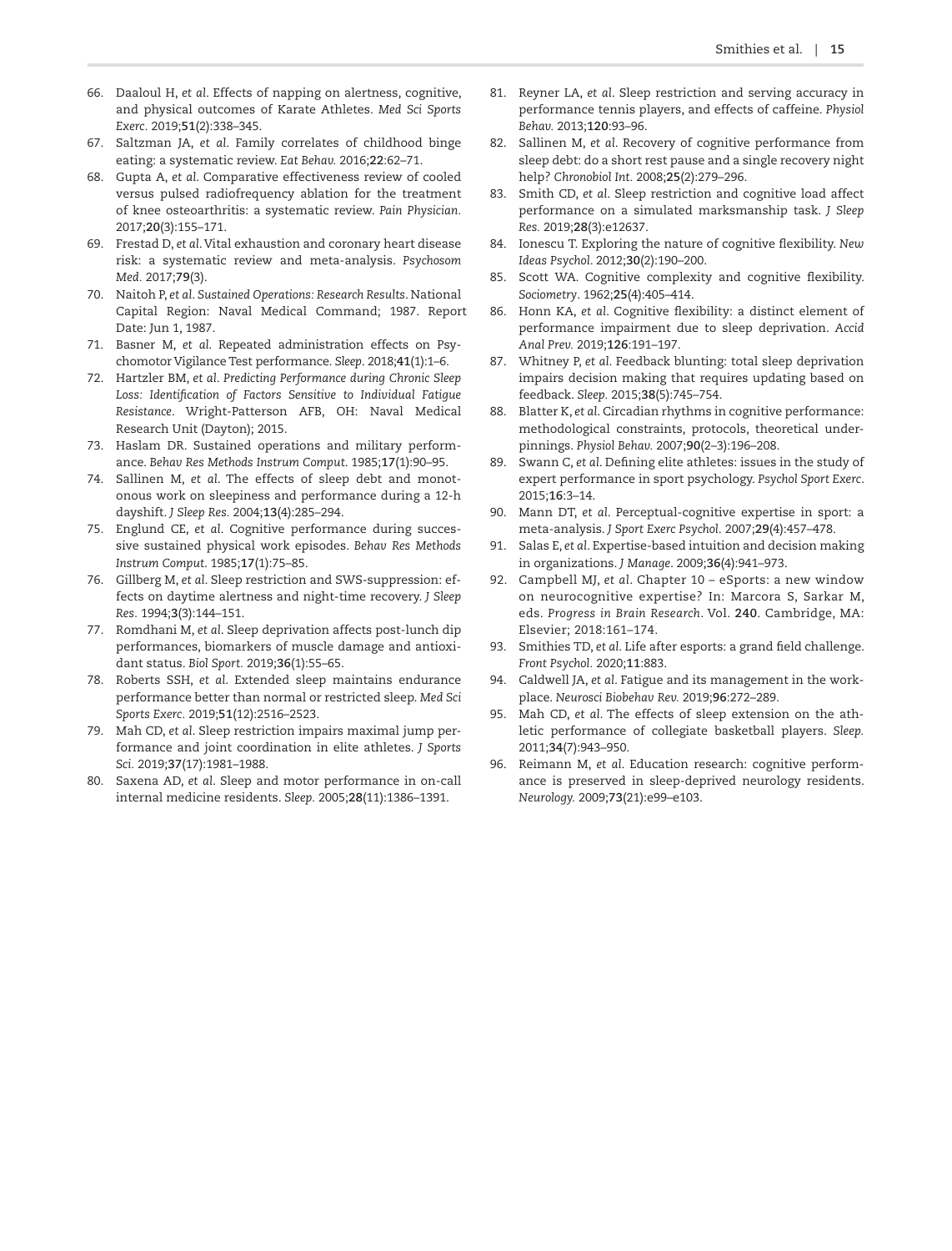66. Daaloul H, *et al*. Effects of napping on alertness, cognitive, and physical outcomes of Karate Athletes. *Med Sci Sports Exerc*. 2019;**51**(2):338–345.
67. Saltzman JA, *et al*. Family correlates of childhood binge eating: a systematic review. *Eat Behav.* 2016;**22**:62–71.
68. Gupta A, *et al*. Comparative effectiveness review of cooled versus pulsed radiofrequency ablation for the treatment of knee osteoarthritis: a systematic review. *Pain Physician.* 2017;**20**(3):155–171.
69. Frestad D, *et al*. Vital exhaustion and coronary heart disease risk: a systematic review and meta-analysis. *Psychosom Med*. 2017;**79**(3).
70. Naitoh P, *et al*. *Sustained Operations: Research Results*. National Capital Region: Naval Medical Command; 1987. Report Date: Jun 1, 1987.
71. Basner M, *et al*. Repeated administration effects on Psychomotor Vigilance Test performance. *Sleep*. 2018;**41**(1):1–6.
72. Hartzler BM, *et al*. *Predicting Performance during Chronic Sleep Loss: Identification of Factors Sensitive to Individual Fatigue Resistance*. Wright-Patterson AFB, OH: Naval Medical Research Unit (Dayton); 2015.
73. Haslam DR. Sustained operations and military performance. *Behav Res Methods Instrum Comput*. 1985;**17**(1):90–95.
74. Sallinen M, *et al*. The effects of sleep debt and monotonous work on sleepiness and performance during a 12-h dayshift. *J Sleep Res.* 2004;**13**(4):285–294.
75. Englund CE, *et al*. Cognitive performance during successive sustained physical work episodes. *Behav Res Methods Instrum Comput*. 1985;**17**(1):75–85.
76. Gillberg M, *et al*. Sleep restriction and SWS-suppression: effects on daytime alertness and night-time recovery. *J Sleep Res*. 1994;**3**(3):144–151.
77. Romdhani M, *et al*. Sleep deprivation affects post-lunch dip performances, biomarkers of muscle damage and antioxidant status. *Biol Sport*. 2019;**36**(1):55–65.
78. Roberts SSH, *et al*. Extended sleep maintains endurance performance better than normal or restricted sleep. *Med Sci Sports Exerc*. 2019;**51**(12):2516–2523.
79. Mah CD, *et al*. Sleep restriction impairs maximal jump performance and joint coordination in elite athletes. *J Sports Sci*. 2019;**37**(17):1981–1988.
80. Saxena AD, *et al*. Sleep and motor performance in on-call internal medicine residents. *Sleep*. 2005;**28**(11):1386–1391.
81. Reyner LA, *et al*. Sleep restriction and serving accuracy in performance tennis players, and effects of caffeine. *Physiol Behav.* 2013;**120**:93–96.
82. Sallinen M, *et al*. Recovery of cognitive performance from sleep debt: do a short rest pause and a single recovery night help? *Chronobiol Int.* 2008;**25**(2):279–296.
83. Smith CD, *et al*. Sleep restriction and cognitive load affect performance on a simulated marksmanship task. *J Sleep Res*. 2019;**28**(3):e12637.
84. Ionescu T. Exploring the nature of cognitive flexibility. *New Ideas Psychol*. 2012;**30**(2):190–200.
85. Scott WA. Cognitive complexity and cognitive flexibility. *Sociometry*. 1962;**25**(4):405–414.
86. Honn KA, *et al*. Cognitive flexibility: a distinct element of performance impairment due to sleep deprivation. *Accid Anal Prev.* 2019;**126**:191–197.
87. Whitney P, *et al*. Feedback blunting: total sleep deprivation impairs decision making that requires updating based on feedback. *Sleep*. 2015;**38**(5):745–754.
88. Blatter K, *et al*. Circadian rhythms in cognitive performance: methodological constraints, protocols, theoretical underpinnings. *Physiol Behav.* 2007;**90**(2–3):196–208.
89. Swann C, *et al*. Defining elite athletes: issues in the study of expert performance in sport psychology. *Psychol Sport Exerc*. 2015;**16**:3–14.
90. Mann DT, *et al*. Perceptual-cognitive expertise in sport: a meta-analysis. *J Sport Exerc Psychol*. 2007;**29**(4):457–478.
91. Salas E, *et al*. Expertise-based intuition and decision making in organizations. *J Manage*. 2009;**36**(4):941–973.
92. Campbell MJ, *et al*. Chapter 10 – eSports: a new window on neurocognitive expertise? In: Marcora S, Sarkar M, eds. *Progress in Brain Research*. Vol. **240**. Cambridge, MA: Elsevier; 2018:161–174.
93. Smithies TD, *et al*. Life after esports: a grand field challenge. *Front Psychol.* 2020;**11**:883.
94. Caldwell JA, *et al*. Fatigue and its management in the workplace. *Neurosci Biobehav Rev.* 2019;**96**:272–289.
95. Mah CD, *et al*. The effects of sleep extension on the athletic performance of collegiate basketball players. *Sleep.* 2011;**34**(7):943–950.
96. Reimann M, *et al*. Education research: cognitive performance is preserved in sleep-deprived neurology residents. *Neurology.* 2009;**73**(21):e99–e103.